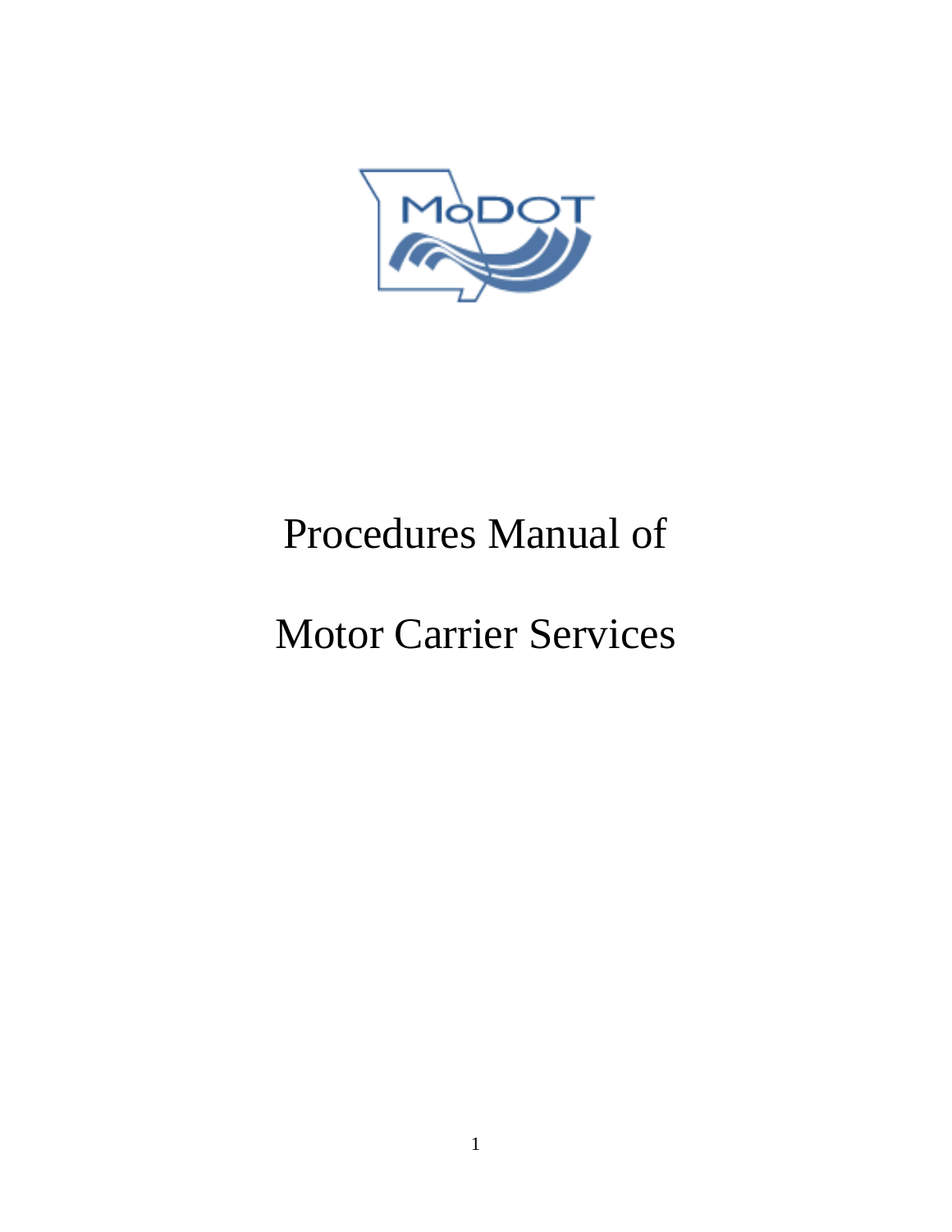# Procedures Manual of

# Motor Carrier Services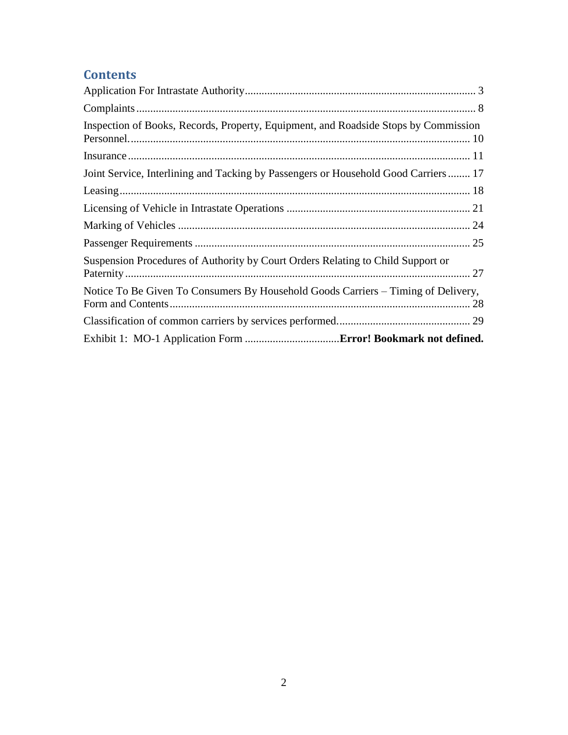## Contents

Application For Intrastate Authority .................................................................................. 3

Complaints ........................................................................................................................ 8

Inspection of Books, Records, Property, Equipment, and Roadside Stops by Commission Personnel. ........................................................................................................................ 10

Insurance ......................................................................................................................... 11

Joint Service, Interlining and Tacking by Passengers or Household Good Carriers ........ 17

Leasing ............................................................................................................................ 18

Licensing of Vehicle in Intrastate Operations .................................................................. 21

Marking of Vehicles ........................................................................................................ 24

Passenger Requirements .................................................................................................. 25

Suspension Procedures of Authority by Court Orders Relating to Child Support or Paternity .......................................................................................................................... 27

Notice To Be Given To Consumers By Household Goods Carriers – Timing of Delivery, Form and Contents ........................................................................................................... 28

Classification of common carriers by services performed. ............................................... 29

Exhibit 1: MO-1 Application Form .................................**Error! Bookmark not defined.**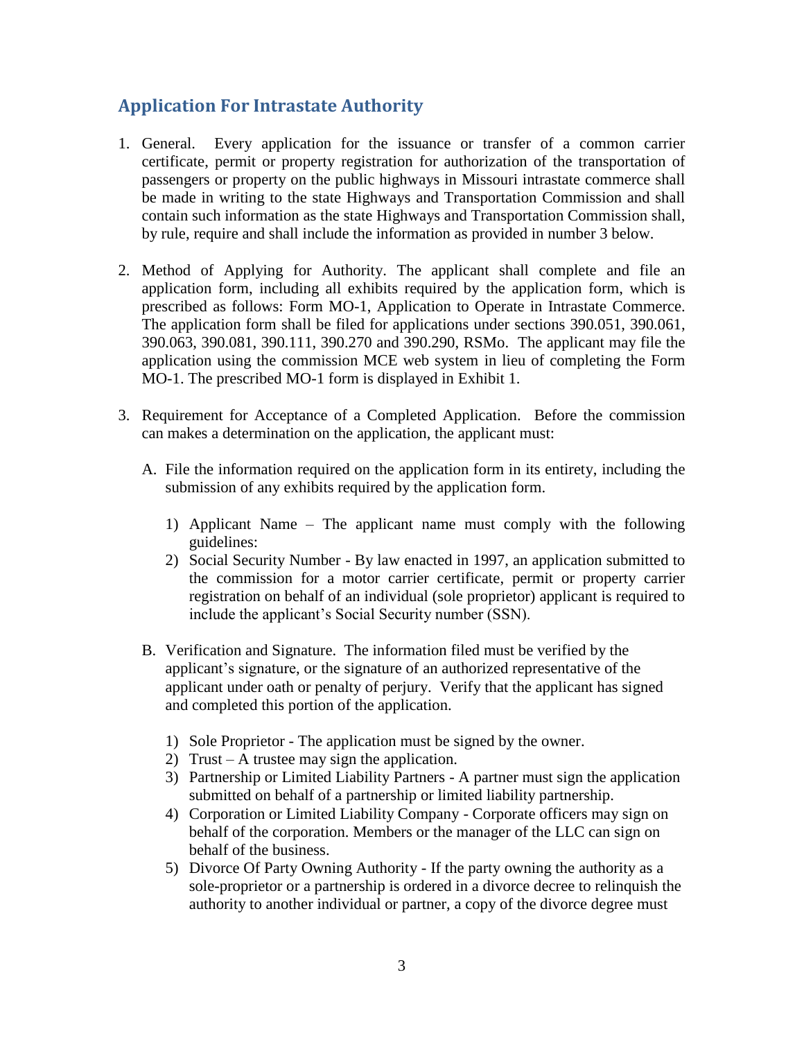## Application For Intrastate Authority

1. General. Every application for the issuance or transfer of a common carrier certificate, permit or property registration for authorization of the transportation of passengers or property on the public highways in Missouri intrastate commerce shall be made in writing to the state Highways and Transportation Commission and shall contain such information as the state Highways and Transportation Commission shall, by rule, require and shall include the information as provided in number 3 below.

2. Method of Applying for Authority. The applicant shall complete and file an application form, including all exhibits required by the application form, which is prescribed as follows: Form MO-1, Application to Operate in Intrastate Commerce. The application form shall be filed for applications under sections 390.051, 390.061, 390.063, 390.081, 390.111, 390.270 and 390.290, RSMo. The applicant may file the application using the commission MCE web system in lieu of completing the Form MO-1. The prescribed MO-1 form is displayed in Exhibit 1.

3. Requirement for Acceptance of a Completed Application. Before the commission can makes a determination on the application, the applicant must:

   A. File the information required on the application form in its entirety, including the submission of any exhibits required by the application form.

      1) Applicant Name – The applicant name must comply with the following guidelines:
      2) Social Security Number - By law enacted in 1997, an application submitted to the commission for a motor carrier certificate, permit or property carrier registration on behalf of an individual (sole proprietor) applicant is required to include the applicant's Social Security number (SSN).

   B. Verification and Signature. The information filed must be verified by the applicant's signature, or the signature of an authorized representative of the applicant under oath or penalty of perjury. Verify that the applicant has signed and completed this portion of the application.

      1) Sole Proprietor - The application must be signed by the owner.
      2) Trust – A trustee may sign the application.
      3) Partnership or Limited Liability Partners - A partner must sign the application submitted on behalf of a partnership or limited liability partnership.
      4) Corporation or Limited Liability Company - Corporate officers may sign on behalf of the corporation. Members or the manager of the LLC can sign on behalf of the business.
      5) Divorce Of Party Owning Authority - If the party owning the authority as a sole-proprietor or a partnership is ordered in a divorce decree to relinquish the authority to another individual or partner, a copy of the divorce degree must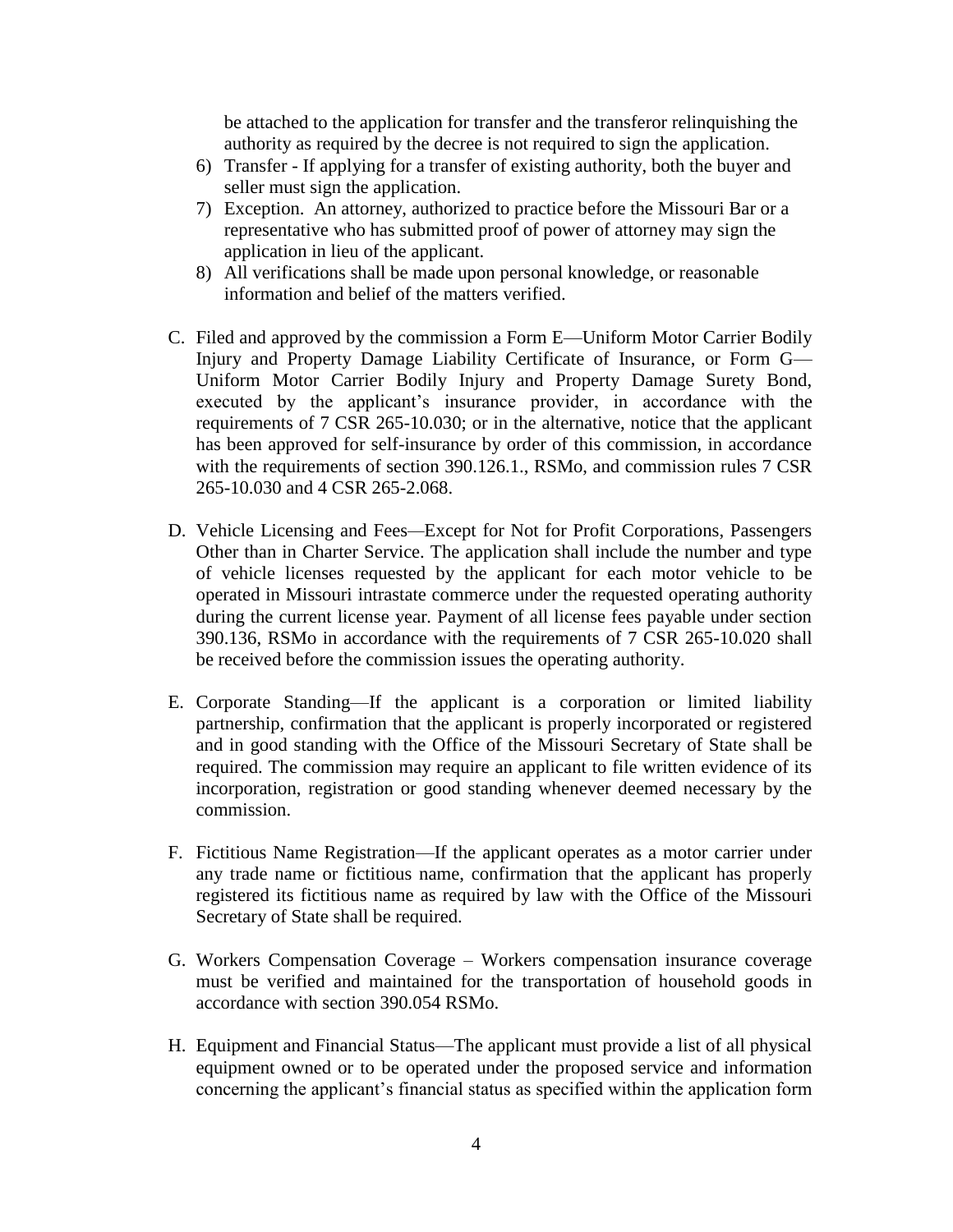be attached to the application for transfer and the transferor relinquishing the authority as required by the decree is not required to sign the application.

6) Transfer - If applying for a transfer of existing authority, both the buyer and seller must sign the application.
7) Exception. An attorney, authorized to practice before the Missouri Bar or a representative who has submitted proof of power of attorney may sign the application in lieu of the applicant.
8) All verifications shall be made upon personal knowledge, or reasonable information and belief of the matters verified.

C. Filed and approved by the commission a Form E—Uniform Motor Carrier Bodily Injury and Property Damage Liability Certificate of Insurance, or Form G—Uniform Motor Carrier Bodily Injury and Property Damage Surety Bond, executed by the applicant's insurance provider, in accordance with the requirements of 7 CSR 265-10.030; or in the alternative, notice that the applicant has been approved for self-insurance by order of this commission, in accordance with the requirements of section 390.126.1., RSMo, and commission rules 7 CSR 265-10.030 and 4 CSR 265-2.068.

D. Vehicle Licensing and Fees—Except for Not for Profit Corporations, Passengers Other than in Charter Service. The application shall include the number and type of vehicle licenses requested by the applicant for each motor vehicle to be operated in Missouri intrastate commerce under the requested operating authority during the current license year. Payment of all license fees payable under section 390.136, RSMo in accordance with the requirements of 7 CSR 265-10.020 shall be received before the commission issues the operating authority.

E. Corporate Standing—If the applicant is a corporation or limited liability partnership, confirmation that the applicant is properly incorporated or registered and in good standing with the Office of the Missouri Secretary of State shall be required. The commission may require an applicant to file written evidence of its incorporation, registration or good standing whenever deemed necessary by the commission.

F. Fictitious Name Registration—If the applicant operates as a motor carrier under any trade name or fictitious name, confirmation that the applicant has properly registered its fictitious name as required by law with the Office of the Missouri Secretary of State shall be required.

G. Workers Compensation Coverage – Workers compensation insurance coverage must be verified and maintained for the transportation of household goods in accordance with section 390.054 RSMo.

H. Equipment and Financial Status—The applicant must provide a list of all physical equipment owned or to be operated under the proposed service and information concerning the applicant's financial status as specified within the application form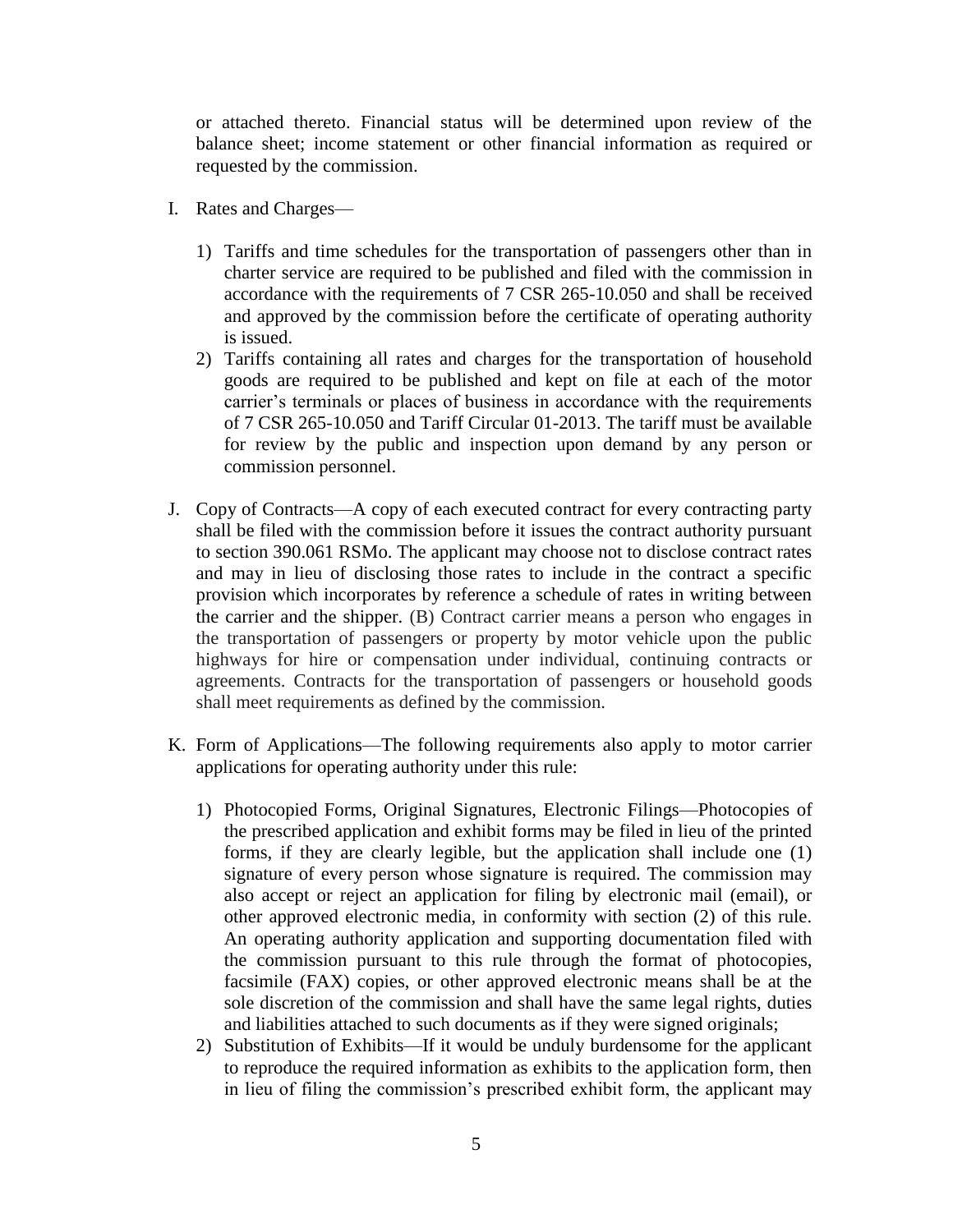or attached thereto. Financial status will be determined upon review of the balance sheet; income statement or other financial information as required or requested by the commission.

I. Rates and Charges—

   1) Tariffs and time schedules for the transportation of passengers other than in charter service are required to be published and filed with the commission in accordance with the requirements of 7 CSR 265-10.050 and shall be received and approved by the commission before the certificate of operating authority is issued.
   2) Tariffs containing all rates and charges for the transportation of household goods are required to be published and kept on file at each of the motor carrier's terminals or places of business in accordance with the requirements of 7 CSR 265-10.050 and Tariff Circular 01-2013. The tariff must be available for review by the public and inspection upon demand by any person or commission personnel.

J. Copy of Contracts—A copy of each executed contract for every contracting party shall be filed with the commission before it issues the contract authority pursuant to section 390.061 RSMo. The applicant may choose not to disclose contract rates and may in lieu of disclosing those rates to include in the contract a specific provision which incorporates by reference a schedule of rates in writing between the carrier and the shipper. (B) Contract carrier means a person who engages in the transportation of passengers or property by motor vehicle upon the public highways for hire or compensation under individual, continuing contracts or agreements. Contracts for the transportation of passengers or household goods shall meet requirements as defined by the commission.

K. Form of Applications—The following requirements also apply to motor carrier applications for operating authority under this rule:

   1) Photocopied Forms, Original Signatures, Electronic Filings—Photocopies of the prescribed application and exhibit forms may be filed in lieu of the printed forms, if they are clearly legible, but the application shall include one (1) signature of every person whose signature is required. The commission may also accept or reject an application for filing by electronic mail (email), or other approved electronic media, in conformity with section (2) of this rule. An operating authority application and supporting documentation filed with the commission pursuant to this rule through the format of photocopies, facsimile (FAX) copies, or other approved electronic means shall be at the sole discretion of the commission and shall have the same legal rights, duties and liabilities attached to such documents as if they were signed originals;
   2) Substitution of Exhibits—If it would be unduly burdensome for the applicant to reproduce the required information as exhibits to the application form, then in lieu of filing the commission's prescribed exhibit form, the applicant may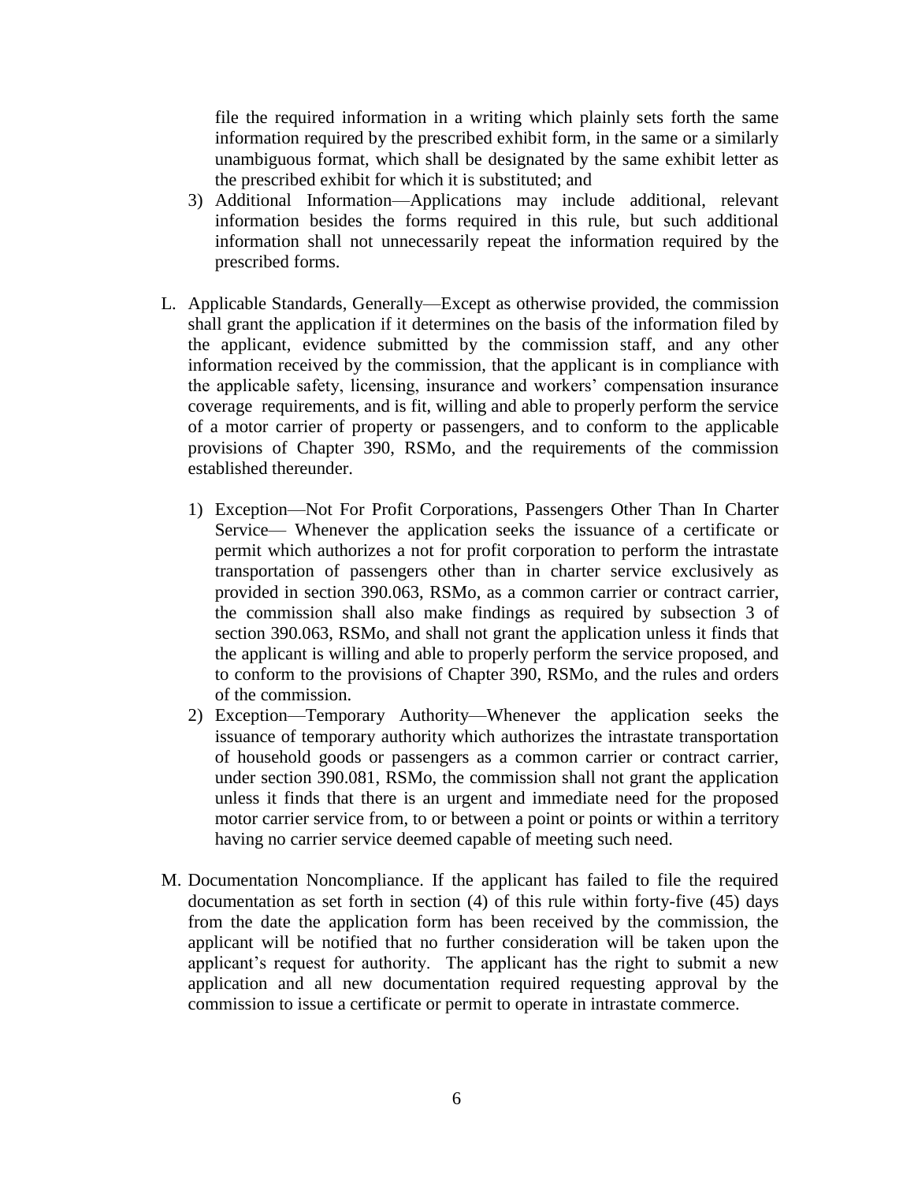file the required information in a writing which plainly sets forth the same information required by the prescribed exhibit form, in the same or a similarly unambiguous format, which shall be designated by the same exhibit letter as the prescribed exhibit for which it is substituted; and

3) Additional Information—Applications may include additional, relevant information besides the forms required in this rule, but such additional information shall not unnecessarily repeat the information required by the prescribed forms.

L. Applicable Standards, Generally—Except as otherwise provided, the commission shall grant the application if it determines on the basis of the information filed by the applicant, evidence submitted by the commission staff, and any other information received by the commission, that the applicant is in compliance with the applicable safety, licensing, insurance and workers' compensation insurance coverage requirements, and is fit, willing and able to properly perform the service of a motor carrier of property or passengers, and to conform to the applicable provisions of Chapter 390, RSMo, and the requirements of the commission established thereunder.

1) Exception—Not For Profit Corporations, Passengers Other Than In Charter Service— Whenever the application seeks the issuance of a certificate or permit which authorizes a not for profit corporation to perform the intrastate transportation of passengers other than in charter service exclusively as provided in section 390.063, RSMo, as a common carrier or contract carrier, the commission shall also make findings as required by subsection 3 of section 390.063, RSMo, and shall not grant the application unless it finds that the applicant is willing and able to properly perform the service proposed, and to conform to the provisions of Chapter 390, RSMo, and the rules and orders of the commission.

2) Exception—Temporary Authority—Whenever the application seeks the issuance of temporary authority which authorizes the intrastate transportation of household goods or passengers as a common carrier or contract carrier, under section 390.081, RSMo, the commission shall not grant the application unless it finds that there is an urgent and immediate need for the proposed motor carrier service from, to or between a point or points or within a territory having no carrier service deemed capable of meeting such need.

M. Documentation Noncompliance. If the applicant has failed to file the required documentation as set forth in section (4) of this rule within forty-five (45) days from the date the application form has been received by the commission, the applicant will be notified that no further consideration will be taken upon the applicant's request for authority. The applicant has the right to submit a new application and all new documentation required requesting approval by the commission to issue a certificate or permit to operate in intrastate commerce.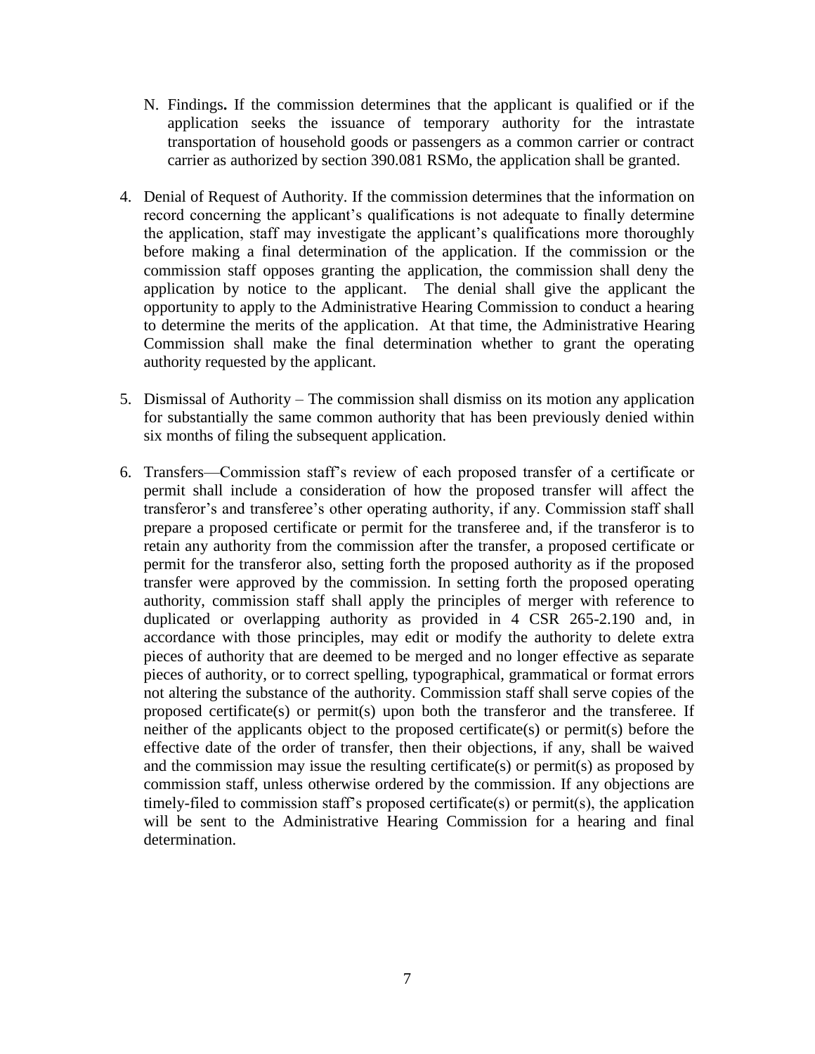N. Findings**.** If the commission determines that the applicant is qualified or if the application seeks the issuance of temporary authority for the intrastate transportation of household goods or passengers as a common carrier or contract carrier as authorized by section 390.081 RSMo, the application shall be granted.

4. Denial of Request of Authority. If the commission determines that the information on record concerning the applicant's qualifications is not adequate to finally determine the application, staff may investigate the applicant's qualifications more thoroughly before making a final determination of the application. If the commission or the commission staff opposes granting the application, the commission shall deny the application by notice to the applicant. The denial shall give the applicant the opportunity to apply to the Administrative Hearing Commission to conduct a hearing to determine the merits of the application. At that time, the Administrative Hearing Commission shall make the final determination whether to grant the operating authority requested by the applicant.

5. Dismissal of Authority – The commission shall dismiss on its motion any application for substantially the same common authority that has been previously denied within six months of filing the subsequent application.

6. Transfers—Commission staff's review of each proposed transfer of a certificate or permit shall include a consideration of how the proposed transfer will affect the transferor's and transferee's other operating authority, if any. Commission staff shall prepare a proposed certificate or permit for the transferee and, if the transferor is to retain any authority from the commission after the transfer, a proposed certificate or permit for the transferor also, setting forth the proposed authority as if the proposed transfer were approved by the commission. In setting forth the proposed operating authority, commission staff shall apply the principles of merger with reference to duplicated or overlapping authority as provided in 4 CSR 265-2.190 and, in accordance with those principles, may edit or modify the authority to delete extra pieces of authority that are deemed to be merged and no longer effective as separate pieces of authority, or to correct spelling, typographical, grammatical or format errors not altering the substance of the authority. Commission staff shall serve copies of the proposed certificate(s) or permit(s) upon both the transferor and the transferee. If neither of the applicants object to the proposed certificate(s) or permit(s) before the effective date of the order of transfer, then their objections, if any, shall be waived and the commission may issue the resulting certificate(s) or permit(s) as proposed by commission staff, unless otherwise ordered by the commission. If any objections are timely-filed to commission staff's proposed certificate(s) or permit(s), the application will be sent to the Administrative Hearing Commission for a hearing and final determination.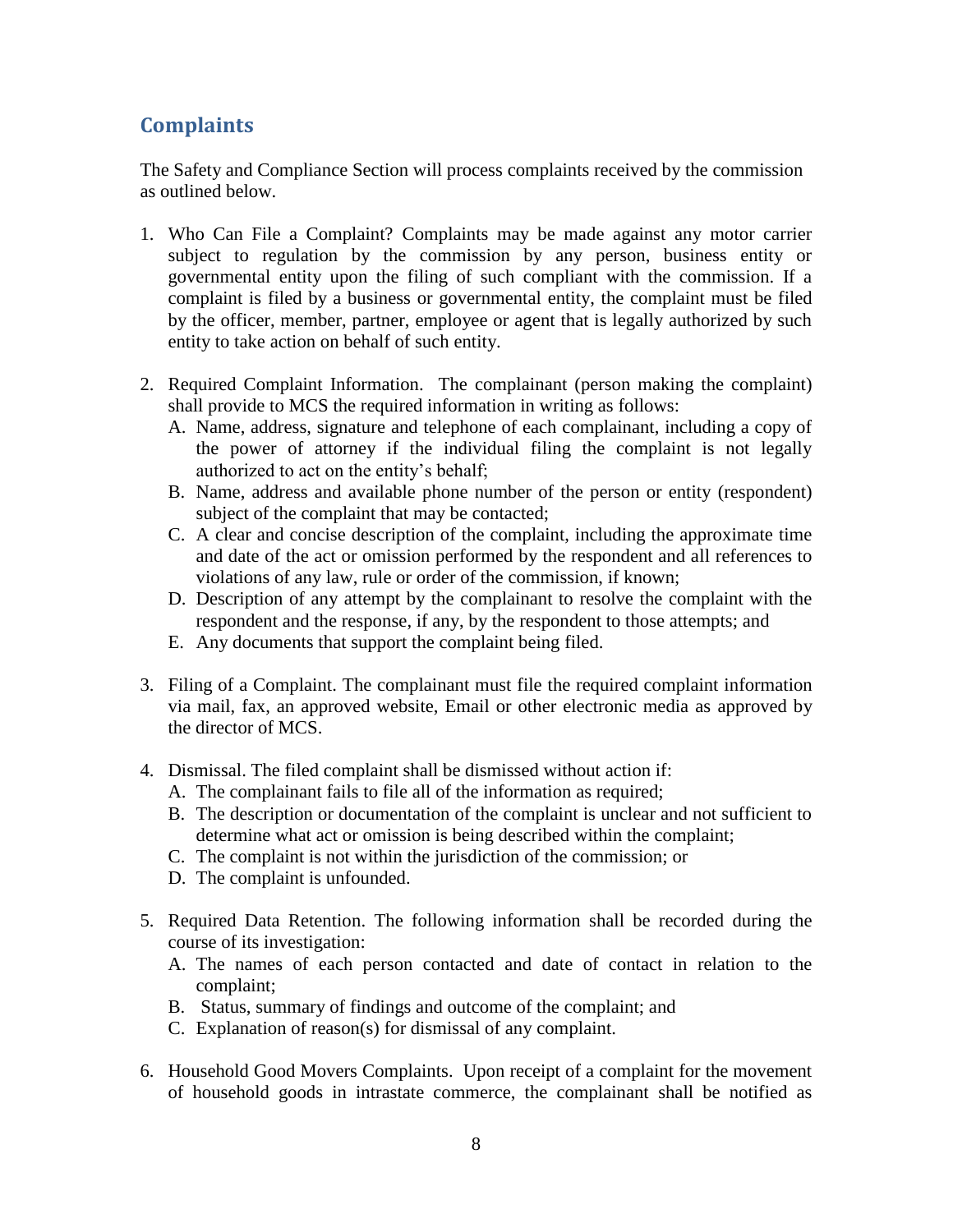## Complaints

The Safety and Compliance Section will process complaints received by the commission as outlined below.

1. Who Can File a Complaint? Complaints may be made against any motor carrier subject to regulation by the commission by any person, business entity or governmental entity upon the filing of such compliant with the commission. If a complaint is filed by a business or governmental entity, the complaint must be filed by the officer, member, partner, employee or agent that is legally authorized by such entity to take action on behalf of such entity.

2. Required Complaint Information. The complainant (person making the complaint) shall provide to MCS the required information in writing as follows:
   A. Name, address, signature and telephone of each complainant, including a copy of the power of attorney if the individual filing the complaint is not legally authorized to act on the entity's behalf;
   B. Name, address and available phone number of the person or entity (respondent) subject of the complaint that may be contacted;
   C. A clear and concise description of the complaint, including the approximate time and date of the act or omission performed by the respondent and all references to violations of any law, rule or order of the commission, if known;
   D. Description of any attempt by the complainant to resolve the complaint with the respondent and the response, if any, by the respondent to those attempts; and
   E. Any documents that support the complaint being filed.

3. Filing of a Complaint. The complainant must file the required complaint information via mail, fax, an approved website, Email or other electronic media as approved by the director of MCS.

4. Dismissal. The filed complaint shall be dismissed without action if:
   A. The complainant fails to file all of the information as required;
   B. The description or documentation of the complaint is unclear and not sufficient to determine what act or omission is being described within the complaint;
   C. The complaint is not within the jurisdiction of the commission; or
   D. The complaint is unfounded.

5. Required Data Retention. The following information shall be recorded during the course of its investigation:
   A. The names of each person contacted and date of contact in relation to the complaint;
   B. Status, summary of findings and outcome of the complaint; and
   C. Explanation of reason(s) for dismissal of any complaint.

6. Household Good Movers Complaints. Upon receipt of a complaint for the movement of household goods in intrastate commerce, the complainant shall be notified as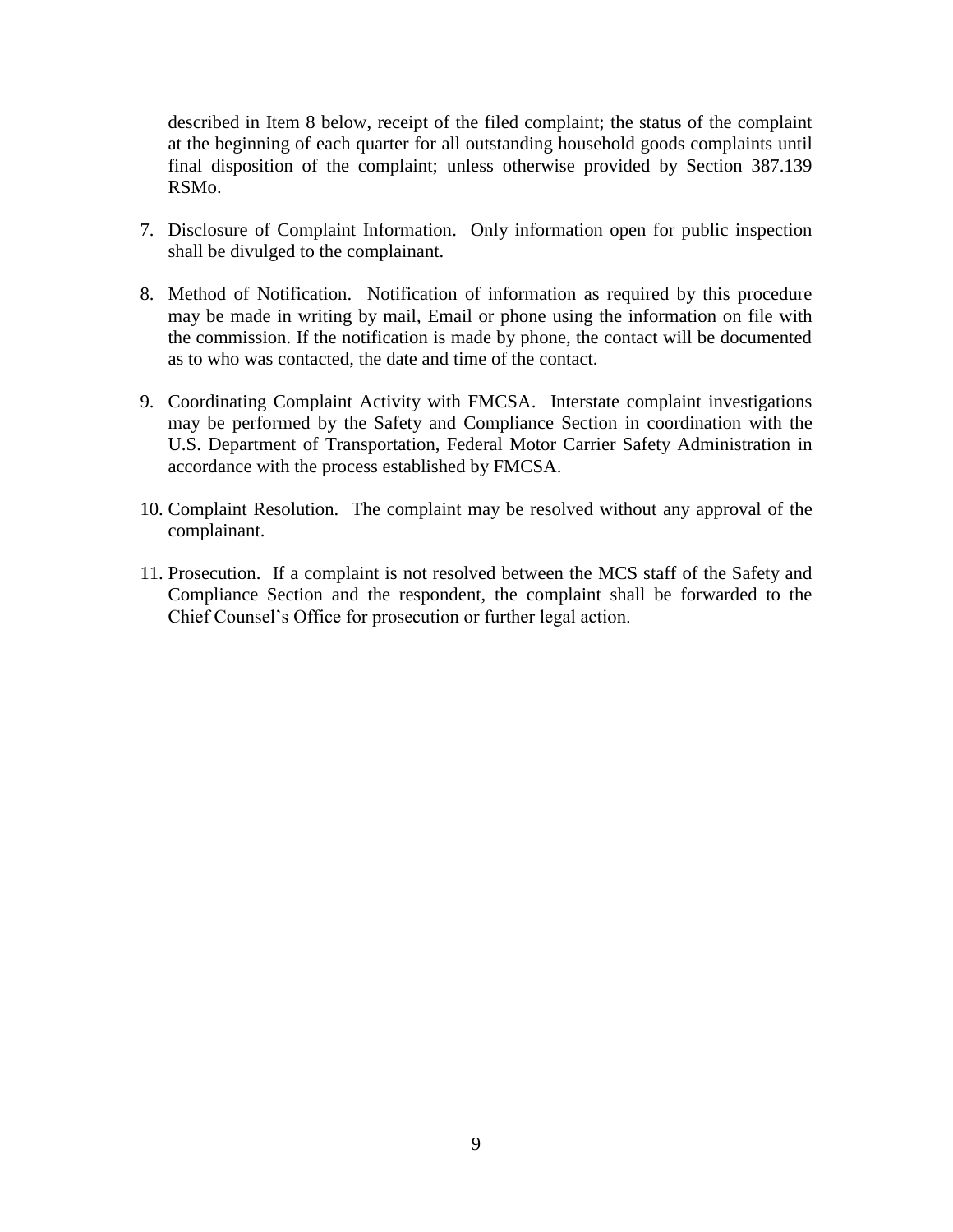described in Item 8 below, receipt of the filed complaint; the status of the complaint at the beginning of each quarter for all outstanding household goods complaints until final disposition of the complaint; unless otherwise provided by Section 387.139 RSMo.

7. Disclosure of Complaint Information. Only information open for public inspection shall be divulged to the complainant.

8. Method of Notification. Notification of information as required by this procedure may be made in writing by mail, Email or phone using the information on file with the commission. If the notification is made by phone, the contact will be documented as to who was contacted, the date and time of the contact.

9. Coordinating Complaint Activity with FMCSA. Interstate complaint investigations may be performed by the Safety and Compliance Section in coordination with the U.S. Department of Transportation, Federal Motor Carrier Safety Administration in accordance with the process established by FMCSA.

10. Complaint Resolution. The complaint may be resolved without any approval of the complainant.

11. Prosecution. If a complaint is not resolved between the MCS staff of the Safety and Compliance Section and the respondent, the complaint shall be forwarded to the Chief Counsel's Office for prosecution or further legal action.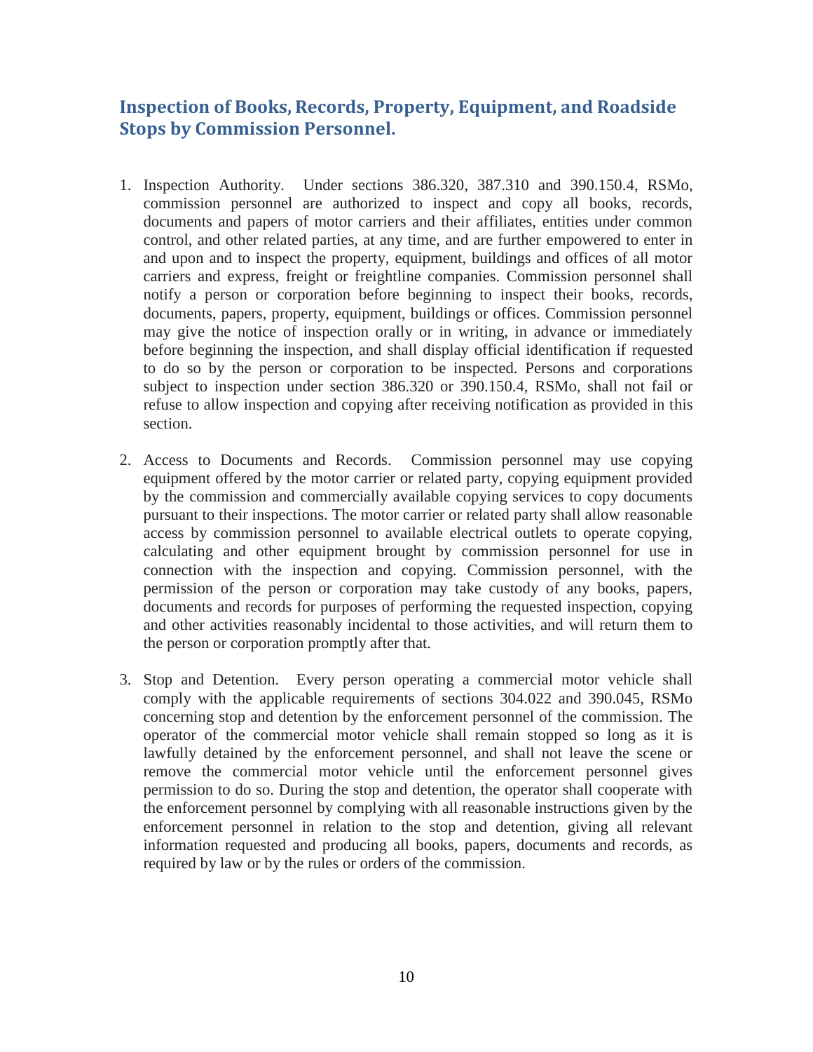## Inspection of Books, Records, Property, Equipment, and Roadside Stops by Commission Personnel.

1. Inspection Authority. Under sections 386.320, 387.310 and 390.150.4, RSMo, commission personnel are authorized to inspect and copy all books, records, documents and papers of motor carriers and their affiliates, entities under common control, and other related parties, at any time, and are further empowered to enter in and upon and to inspect the property, equipment, buildings and offices of all motor carriers and express, freight or freightline companies. Commission personnel shall notify a person or corporation before beginning to inspect their books, records, documents, papers, property, equipment, buildings or offices. Commission personnel may give the notice of inspection orally or in writing, in advance or immediately before beginning the inspection, and shall display official identification if requested to do so by the person or corporation to be inspected. Persons and corporations subject to inspection under section 386.320 or 390.150.4, RSMo, shall not fail or refuse to allow inspection and copying after receiving notification as provided in this section.

2. Access to Documents and Records. Commission personnel may use copying equipment offered by the motor carrier or related party, copying equipment provided by the commission and commercially available copying services to copy documents pursuant to their inspections. The motor carrier or related party shall allow reasonable access by commission personnel to available electrical outlets to operate copying, calculating and other equipment brought by commission personnel for use in connection with the inspection and copying. Commission personnel, with the permission of the person or corporation may take custody of any books, papers, documents and records for purposes of performing the requested inspection, copying and other activities reasonably incidental to those activities, and will return them to the person or corporation promptly after that.

3. Stop and Detention. Every person operating a commercial motor vehicle shall comply with the applicable requirements of sections 304.022 and 390.045, RSMo concerning stop and detention by the enforcement personnel of the commission. The operator of the commercial motor vehicle shall remain stopped so long as it is lawfully detained by the enforcement personnel, and shall not leave the scene or remove the commercial motor vehicle until the enforcement personnel gives permission to do so. During the stop and detention, the operator shall cooperate with the enforcement personnel by complying with all reasonable instructions given by the enforcement personnel in relation to the stop and detention, giving all relevant information requested and producing all books, papers, documents and records, as required by law or by the rules or orders of the commission.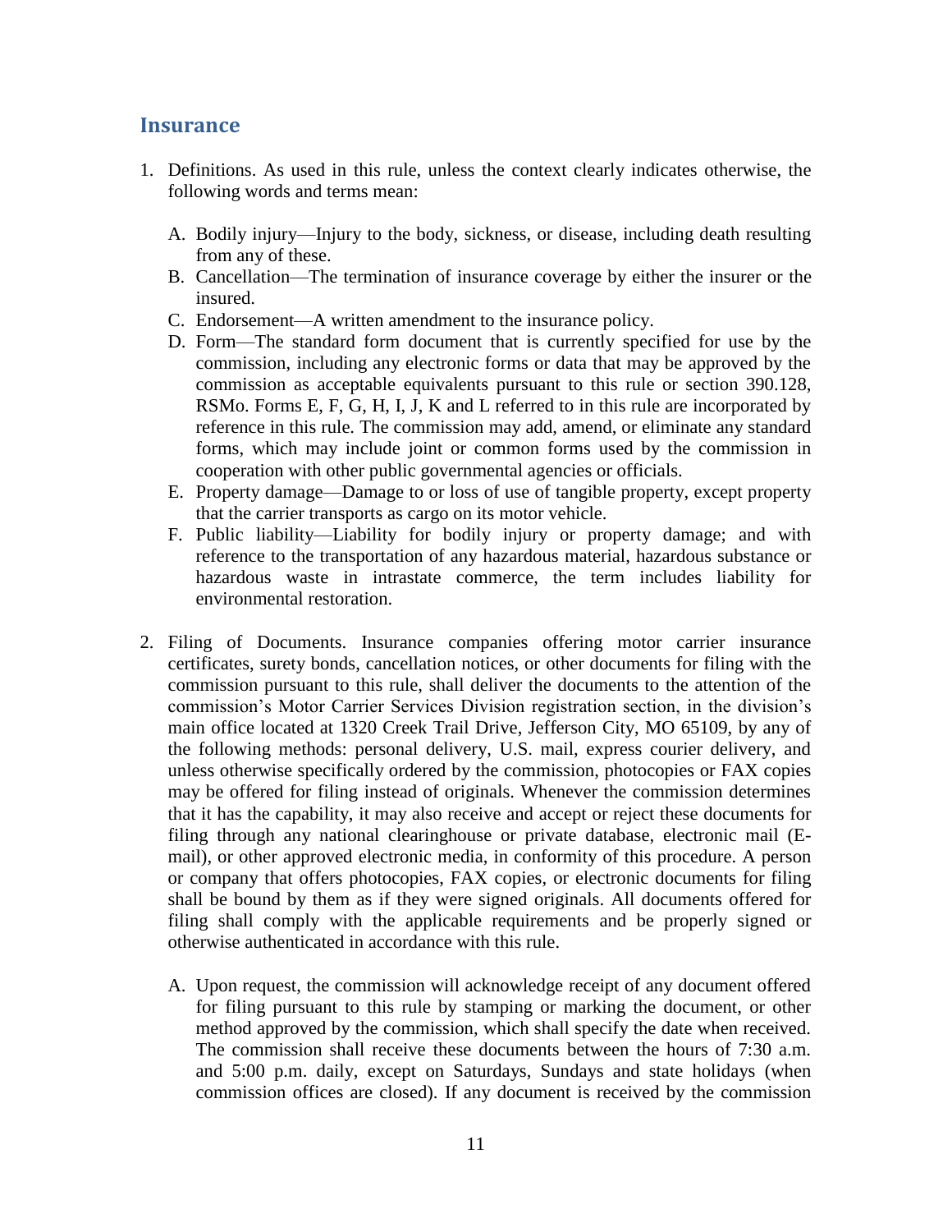## Insurance

1. Definitions. As used in this rule, unless the context clearly indicates otherwise, the following words and terms mean:

   A. Bodily injury—Injury to the body, sickness, or disease, including death resulting from any of these.
   B. Cancellation—The termination of insurance coverage by either the insurer or the insured.
   C. Endorsement—A written amendment to the insurance policy.
   D. Form—The standard form document that is currently specified for use by the commission, including any electronic forms or data that may be approved by the commission as acceptable equivalents pursuant to this rule or section 390.128, RSMo. Forms E, F, G, H, I, J, K and L referred to in this rule are incorporated by reference in this rule. The commission may add, amend, or eliminate any standard forms, which may include joint or common forms used by the commission in cooperation with other public governmental agencies or officials.
   E. Property damage—Damage to or loss of use of tangible property, except property that the carrier transports as cargo on its motor vehicle.
   F. Public liability—Liability for bodily injury or property damage; and with reference to the transportation of any hazardous material, hazardous substance or hazardous waste in intrastate commerce, the term includes liability for environmental restoration.

2. Filing of Documents. Insurance companies offering motor carrier insurance certificates, surety bonds, cancellation notices, or other documents for filing with the commission pursuant to this rule, shall deliver the documents to the attention of the commission's Motor Carrier Services Division registration section, in the division's main office located at 1320 Creek Trail Drive, Jefferson City, MO 65109, by any of the following methods: personal delivery, U.S. mail, express courier delivery, and unless otherwise specifically ordered by the commission, photocopies or FAX copies may be offered for filing instead of originals. Whenever the commission determines that it has the capability, it may also receive and accept or reject these documents for filing through any national clearinghouse or private database, electronic mail (E-mail), or other approved electronic media, in conformity of this procedure. A person or company that offers photocopies, FAX copies, or electronic documents for filing shall be bound by them as if they were signed originals. All documents offered for filing shall comply with the applicable requirements and be properly signed or otherwise authenticated in accordance with this rule.

   A. Upon request, the commission will acknowledge receipt of any document offered for filing pursuant to this rule by stamping or marking the document, or other method approved by the commission, which shall specify the date when received. The commission shall receive these documents between the hours of 7:30 a.m. and 5:00 p.m. daily, except on Saturdays, Sundays and state holidays (when commission offices are closed). If any document is received by the commission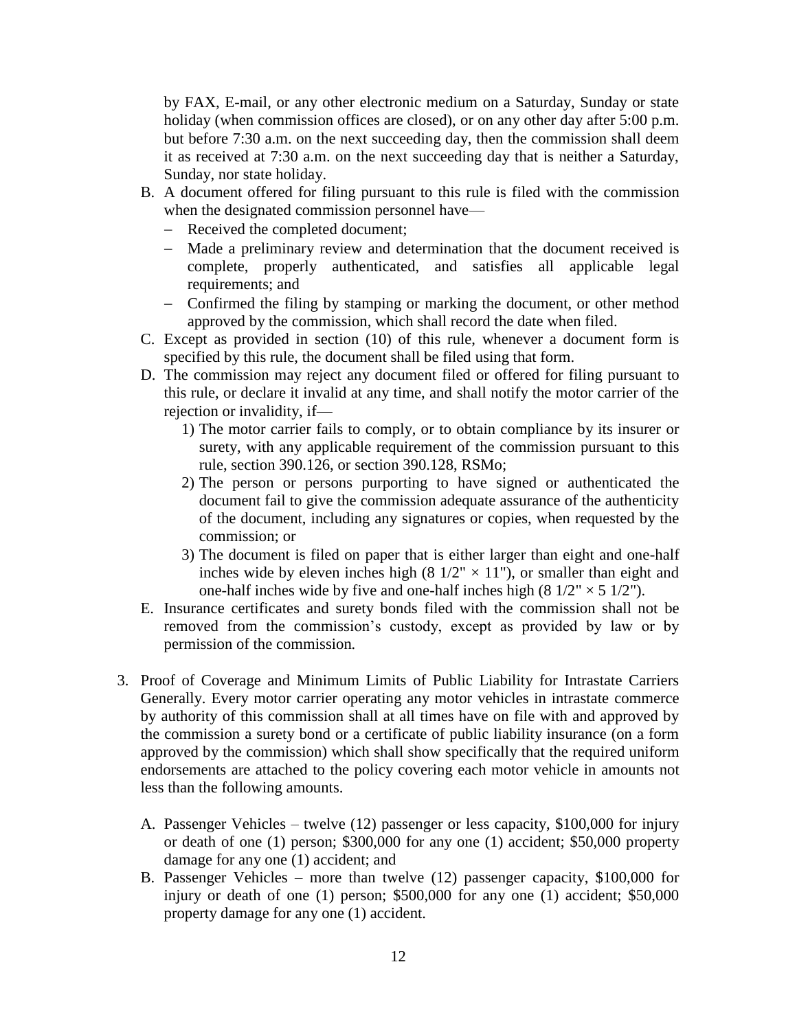by FAX, E-mail, or any other electronic medium on a Saturday, Sunday or state holiday (when commission offices are closed), or on any other day after 5:00 p.m. but before 7:30 a.m. on the next succeeding day, then the commission shall deem it as received at 7:30 a.m. on the next succeeding day that is neither a Saturday, Sunday, nor state holiday.

B. A document offered for filing pursuant to this rule is filed with the commission when the designated commission personnel have—
   - Received the completed document;
   - Made a preliminary review and determination that the document received is complete, properly authenticated, and satisfies all applicable legal requirements; and
   - Confirmed the filing by stamping or marking the document, or other method approved by the commission, which shall record the date when filed.

C. Except as provided in section (10) of this rule, whenever a document form is specified by this rule, the document shall be filed using that form.

D. The commission may reject any document filed or offered for filing pursuant to this rule, or declare it invalid at any time, and shall notify the motor carrier of the rejection or invalidity, if—
   1) The motor carrier fails to comply, or to obtain compliance by its insurer or surety, with any applicable requirement of the commission pursuant to this rule, section 390.126, or section 390.128, RSMo;
   2) The person or persons purporting to have signed or authenticated the document fail to give the commission adequate assurance of the authenticity of the document, including any signatures or copies, when requested by the commission; or
   3) The document is filed on paper that is either larger than eight and one-half inches wide by eleven inches high (8 1/2" × 11"), or smaller than eight and one-half inches wide by five and one-half inches high (8 1/2" × 5 1/2").

E. Insurance certificates and surety bonds filed with the commission shall not be removed from the commission's custody, except as provided by law or by permission of the commission.

3. Proof of Coverage and Minimum Limits of Public Liability for Intrastate Carriers Generally. Every motor carrier operating any motor vehicles in intrastate commerce by authority of this commission shall at all times have on file with and approved by the commission a surety bond or a certificate of public liability insurance (on a form approved by the commission) which shall show specifically that the required uniform endorsements are attached to the policy covering each motor vehicle in amounts not less than the following amounts.

   A. Passenger Vehicles – twelve (12) passenger or less capacity, \$100,000 for injury or death of one (1) person; \$300,000 for any one (1) accident; \$50,000 property damage for any one (1) accident; and

   B. Passenger Vehicles – more than twelve (12) passenger capacity, \$100,000 for injury or death of one (1) person; \$500,000 for any one (1) accident; \$50,000 property damage for any one (1) accident.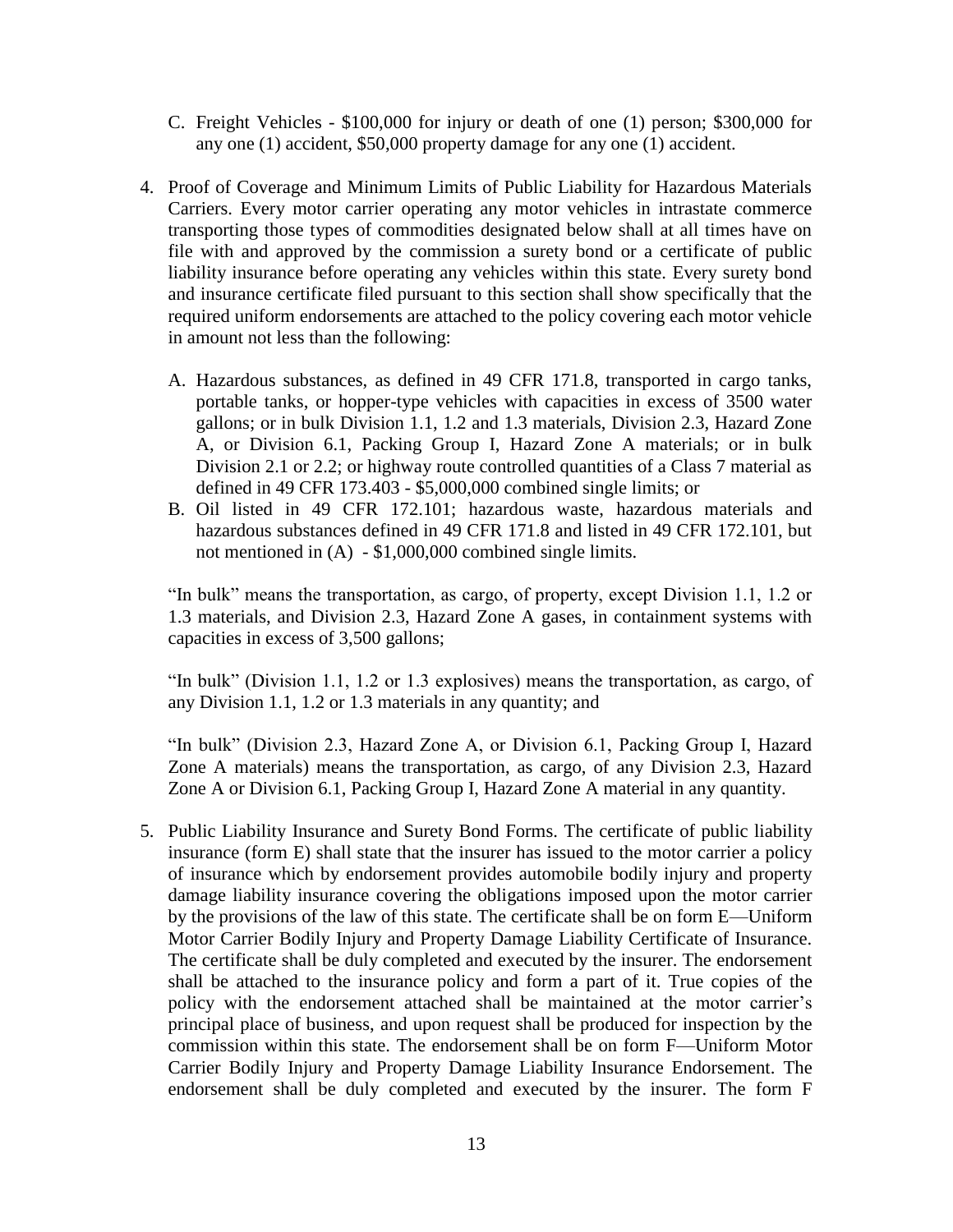C. Freight Vehicles - $100,000 for injury or death of one (1) person; $300,000 for any one (1) accident, $50,000 property damage for any one (1) accident.

4. Proof of Coverage and Minimum Limits of Public Liability for Hazardous Materials Carriers. Every motor carrier operating any motor vehicles in intrastate commerce transporting those types of commodities designated below shall at all times have on file with and approved by the commission a surety bond or a certificate of public liability insurance before operating any vehicles within this state. Every surety bond and insurance certificate filed pursuant to this section shall show specifically that the required uniform endorsements are attached to the policy covering each motor vehicle in amount not less than the following:

   A. Hazardous substances, as defined in 49 CFR 171.8, transported in cargo tanks, portable tanks, or hopper-type vehicles with capacities in excess of 3500 water gallons; or in bulk Division 1.1, 1.2 and 1.3 materials, Division 2.3, Hazard Zone A, or Division 6.1, Packing Group I, Hazard Zone A materials; or in bulk Division 2.1 or 2.2; or highway route controlled quantities of a Class 7 material as defined in 49 CFR 173.403 - $5,000,000 combined single limits; or
   B. Oil listed in 49 CFR 172.101; hazardous waste, hazardous materials and hazardous substances defined in 49 CFR 171.8 and listed in 49 CFR 172.101, but not mentioned in (A) - $1,000,000 combined single limits.

   "In bulk" means the transportation, as cargo, of property, except Division 1.1, 1.2 or 1.3 materials, and Division 2.3, Hazard Zone A gases, in containment systems with capacities in excess of 3,500 gallons;

   "In bulk" (Division 1.1, 1.2 or 1.3 explosives) means the transportation, as cargo, of any Division 1.1, 1.2 or 1.3 materials in any quantity; and

   "In bulk" (Division 2.3, Hazard Zone A, or Division 6.1, Packing Group I, Hazard Zone A materials) means the transportation, as cargo, of any Division 2.3, Hazard Zone A or Division 6.1, Packing Group I, Hazard Zone A material in any quantity.

5. Public Liability Insurance and Surety Bond Forms. The certificate of public liability insurance (form E) shall state that the insurer has issued to the motor carrier a policy of insurance which by endorsement provides automobile bodily injury and property damage liability insurance covering the obligations imposed upon the motor carrier by the provisions of the law of this state. The certificate shall be on form E—Uniform Motor Carrier Bodily Injury and Property Damage Liability Certificate of Insurance. The certificate shall be duly completed and executed by the insurer. The endorsement shall be attached to the insurance policy and form a part of it. True copies of the policy with the endorsement attached shall be maintained at the motor carrier's principal place of business, and upon request shall be produced for inspection by the commission within this state. The endorsement shall be on form F—Uniform Motor Carrier Bodily Injury and Property Damage Liability Insurance Endorsement. The endorsement shall be duly completed and executed by the insurer. The form F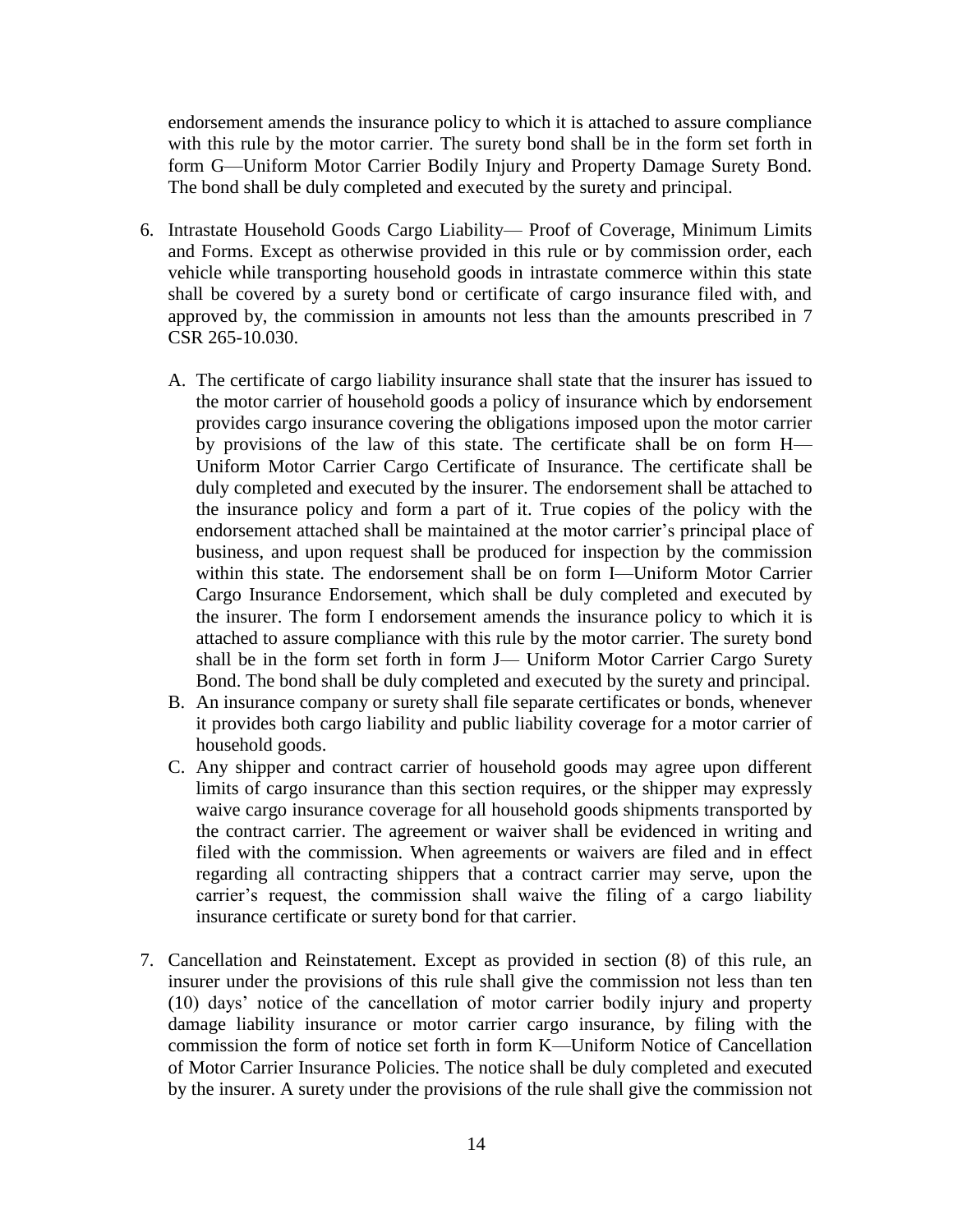endorsement amends the insurance policy to which it is attached to assure compliance with this rule by the motor carrier. The surety bond shall be in the form set forth in form G—Uniform Motor Carrier Bodily Injury and Property Damage Surety Bond. The bond shall be duly completed and executed by the surety and principal.

6. Intrastate Household Goods Cargo Liability— Proof of Coverage, Minimum Limits and Forms. Except as otherwise provided in this rule or by commission order, each vehicle while transporting household goods in intrastate commerce within this state shall be covered by a surety bond or certificate of cargo insurance filed with, and approved by, the commission in amounts not less than the amounts prescribed in 7 CSR 265-10.030.

   A. The certificate of cargo liability insurance shall state that the insurer has issued to the motor carrier of household goods a policy of insurance which by endorsement provides cargo insurance covering the obligations imposed upon the motor carrier by provisions of the law of this state. The certificate shall be on form H—Uniform Motor Carrier Cargo Certificate of Insurance. The certificate shall be duly completed and executed by the insurer. The endorsement shall be attached to the insurance policy and form a part of it. True copies of the policy with the endorsement attached shall be maintained at the motor carrier's principal place of business, and upon request shall be produced for inspection by the commission within this state. The endorsement shall be on form I—Uniform Motor Carrier Cargo Insurance Endorsement, which shall be duly completed and executed by the insurer. The form I endorsement amends the insurance policy to which it is attached to assure compliance with this rule by the motor carrier. The surety bond shall be in the form set forth in form J— Uniform Motor Carrier Cargo Surety Bond. The bond shall be duly completed and executed by the surety and principal.
   B. An insurance company or surety shall file separate certificates or bonds, whenever it provides both cargo liability and public liability coverage for a motor carrier of household goods.
   C. Any shipper and contract carrier of household goods may agree upon different limits of cargo insurance than this section requires, or the shipper may expressly waive cargo insurance coverage for all household goods shipments transported by the contract carrier. The agreement or waiver shall be evidenced in writing and filed with the commission. When agreements or waivers are filed and in effect regarding all contracting shippers that a contract carrier may serve, upon the carrier's request, the commission shall waive the filing of a cargo liability insurance certificate or surety bond for that carrier.

7. Cancellation and Reinstatement. Except as provided in section (8) of this rule, an insurer under the provisions of this rule shall give the commission not less than ten (10) days' notice of the cancellation of motor carrier bodily injury and property damage liability insurance or motor carrier cargo insurance, by filing with the commission the form of notice set forth in form K—Uniform Notice of Cancellation of Motor Carrier Insurance Policies. The notice shall be duly completed and executed by the insurer. A surety under the provisions of the rule shall give the commission not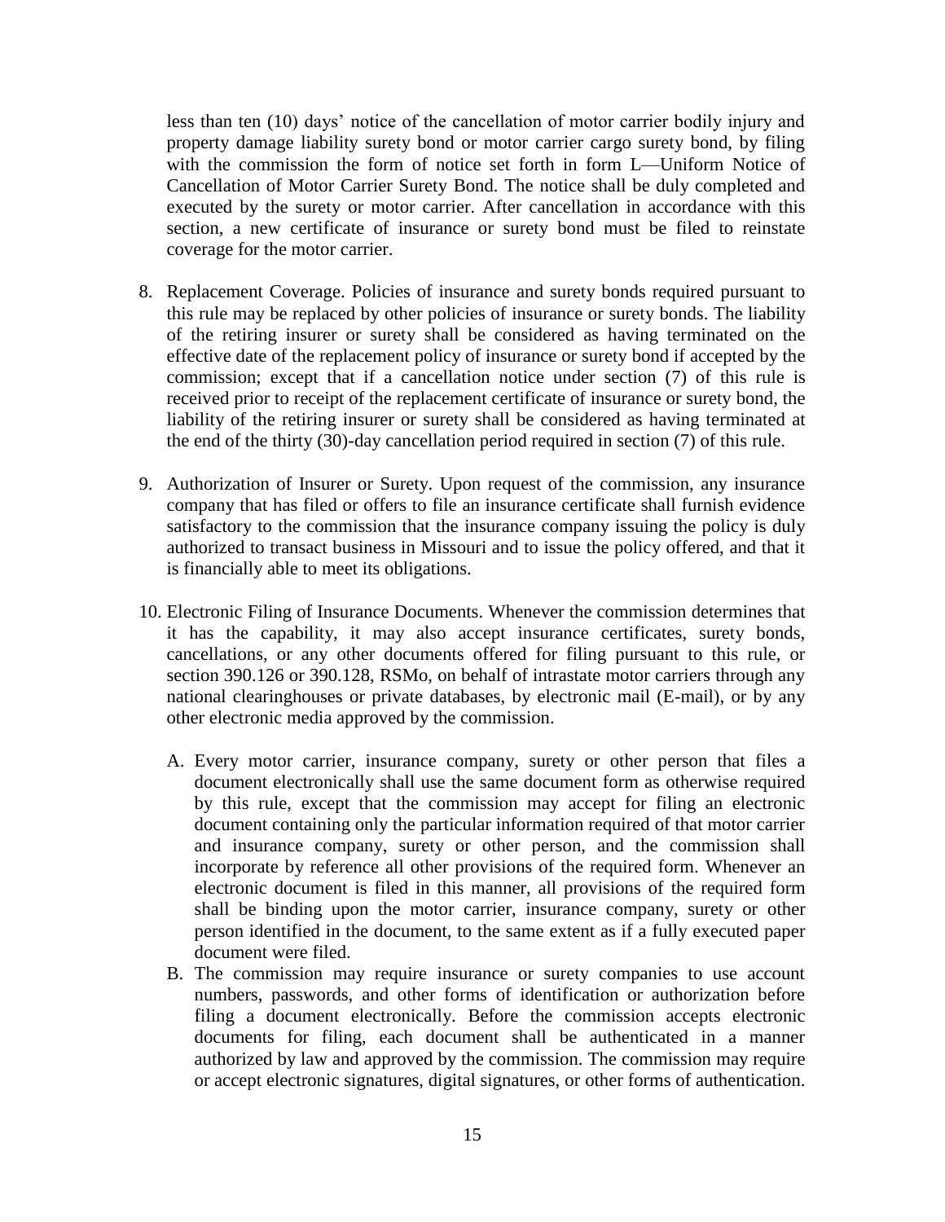less than ten (10) days' notice of the cancellation of motor carrier bodily injury and property damage liability surety bond or motor carrier cargo surety bond, by filing with the commission the form of notice set forth in form L—Uniform Notice of Cancellation of Motor Carrier Surety Bond. The notice shall be duly completed and executed by the surety or motor carrier. After cancellation in accordance with this section, a new certificate of insurance or surety bond must be filed to reinstate coverage for the motor carrier.

8. Replacement Coverage. Policies of insurance and surety bonds required pursuant to this rule may be replaced by other policies of insurance or surety bonds. The liability of the retiring insurer or surety shall be considered as having terminated on the effective date of the replacement policy of insurance or surety bond if accepted by the commission; except that if a cancellation notice under section (7) of this rule is received prior to receipt of the replacement certificate of insurance or surety bond, the liability of the retiring insurer or surety shall be considered as having terminated at the end of the thirty (30)-day cancellation period required in section (7) of this rule.

9. Authorization of Insurer or Surety. Upon request of the commission, any insurance company that has filed or offers to file an insurance certificate shall furnish evidence satisfactory to the commission that the insurance company issuing the policy is duly authorized to transact business in Missouri and to issue the policy offered, and that it is financially able to meet its obligations.

10. Electronic Filing of Insurance Documents. Whenever the commission determines that it has the capability, it may also accept insurance certificates, surety bonds, cancellations, or any other documents offered for filing pursuant to this rule, or section 390.126 or 390.128, RSMo, on behalf of intrastate motor carriers through any national clearinghouses or private databases, by electronic mail (E-mail), or by any other electronic media approved by the commission.

    A. Every motor carrier, insurance company, surety or other person that files a document electronically shall use the same document form as otherwise required by this rule, except that the commission may accept for filing an electronic document containing only the particular information required of that motor carrier and insurance company, surety or other person, and the commission shall incorporate by reference all other provisions of the required form. Whenever an electronic document is filed in this manner, all provisions of the required form shall be binding upon the motor carrier, insurance company, surety or other person identified in the document, to the same extent as if a fully executed paper document were filed.

    B. The commission may require insurance or surety companies to use account numbers, passwords, and other forms of identification or authorization before filing a document electronically. Before the commission accepts electronic documents for filing, each document shall be authenticated in a manner authorized by law and approved by the commission. The commission may require or accept electronic signatures, digital signatures, or other forms of authentication.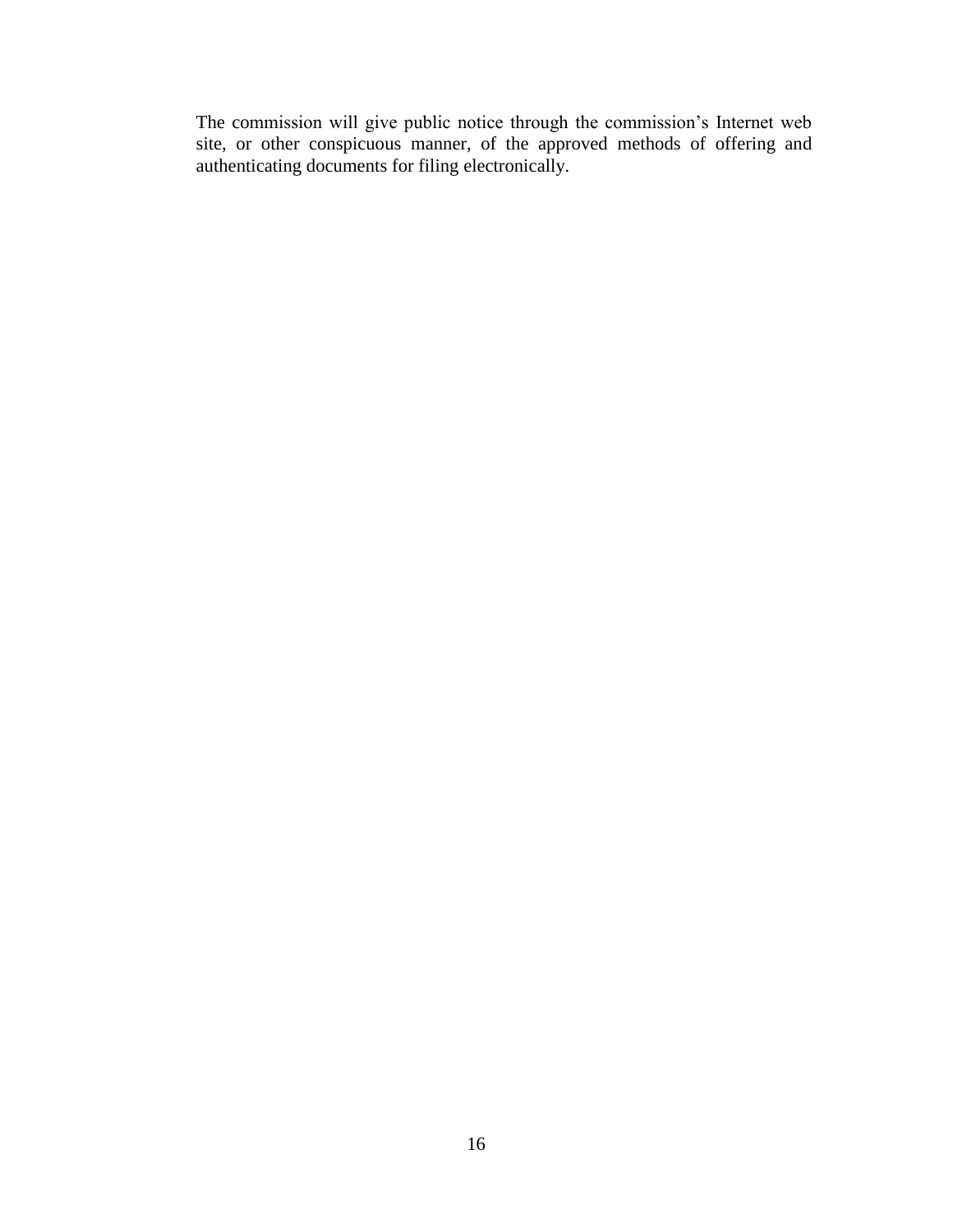The commission will give public notice through the commission's Internet web site, or other conspicuous manner, of the approved methods of offering and authenticating documents for filing electronically.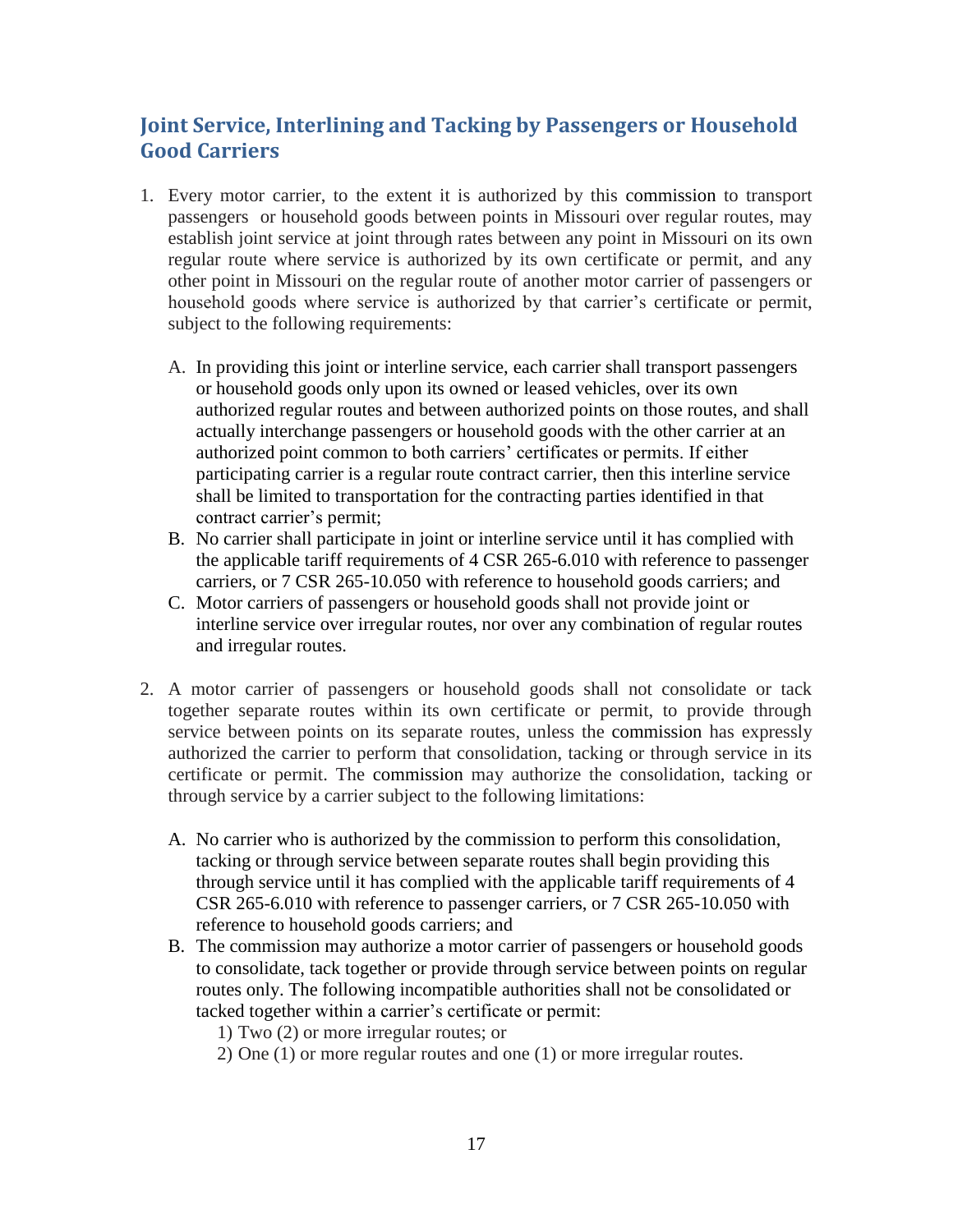## Joint Service, Interlining and Tacking by Passengers or Household Good Carriers

1. Every motor carrier, to the extent it is authorized by this commission to transport passengers or household goods between points in Missouri over regular routes, may establish joint service at joint through rates between any point in Missouri on its own regular route where service is authorized by its own certificate or permit, and any other point in Missouri on the regular route of another motor carrier of passengers or household goods where service is authorized by that carrier's certificate or permit, subject to the following requirements:

   A. In providing this joint or interline service, each carrier shall transport passengers or household goods only upon its owned or leased vehicles, over its own authorized regular routes and between authorized points on those routes, and shall actually interchange passengers or household goods with the other carrier at an authorized point common to both carriers' certificates or permits. If either participating carrier is a regular route contract carrier, then this interline service shall be limited to transportation for the contracting parties identified in that contract carrier's permit;
   
   B. No carrier shall participate in joint or interline service until it has complied with the applicable tariff requirements of 4 CSR 265-6.010 with reference to passenger carriers, or 7 CSR 265-10.050 with reference to household goods carriers; and
   
   C. Motor carriers of passengers or household goods shall not provide joint or interline service over irregular routes, nor over any combination of regular routes and irregular routes.

2. A motor carrier of passengers or household goods shall not consolidate or tack together separate routes within its own certificate or permit, to provide through service between points on its separate routes, unless the commission has expressly authorized the carrier to perform that consolidation, tacking or through service in its certificate or permit. The commission may authorize the consolidation, tacking or through service by a carrier subject to the following limitations:

   A. No carrier who is authorized by the commission to perform this consolidation, tacking or through service between separate routes shall begin providing this through service until it has complied with the applicable tariff requirements of 4 CSR 265-6.010 with reference to passenger carriers, or 7 CSR 265-10.050 with reference to household goods carriers; and
   
   B. The commission may authorize a motor carrier of passengers or household goods to consolidate, tack together or provide through service between points on regular routes only. The following incompatible authorities shall not be consolidated or tacked together within a carrier's certificate or permit:
      1) Two (2) or more irregular routes; or
      2) One (1) or more regular routes and one (1) or more irregular routes.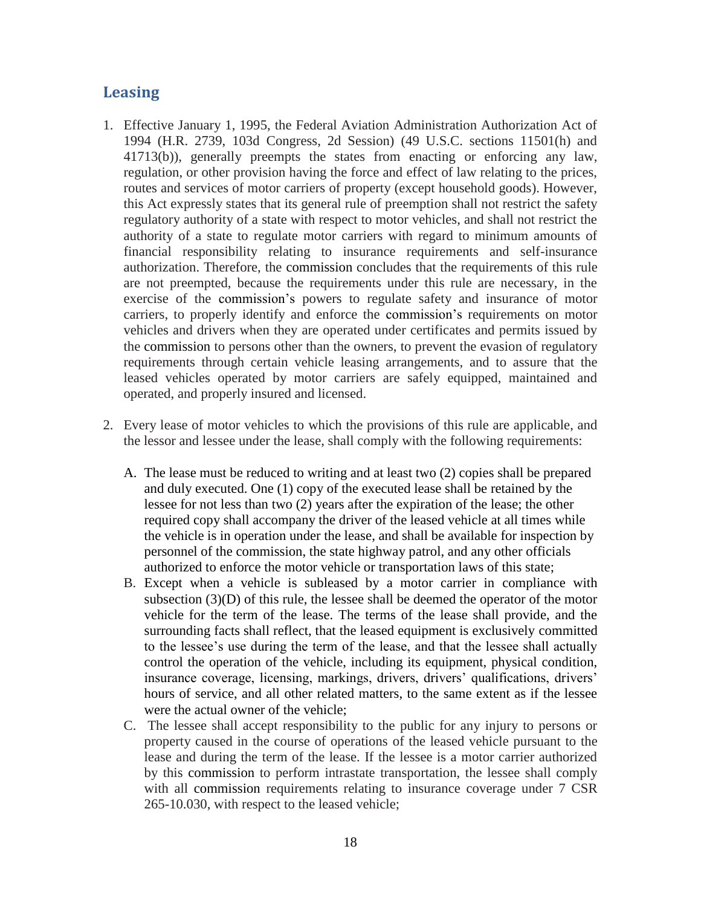## Leasing

1. Effective January 1, 1995, the Federal Aviation Administration Authorization Act of 1994 (H.R. 2739, 103d Congress, 2d Session) (49 U.S.C. sections 11501(h) and 41713(b)), generally preempts the states from enacting or enforcing any law, regulation, or other provision having the force and effect of law relating to the prices, routes and services of motor carriers of property (except household goods). However, this Act expressly states that its general rule of preemption shall not restrict the safety regulatory authority of a state with respect to motor vehicles, and shall not restrict the authority of a state to regulate motor carriers with regard to minimum amounts of financial responsibility relating to insurance requirements and self-insurance authorization. Therefore, the commission concludes that the requirements of this rule are not preempted, because the requirements under this rule are necessary, in the exercise of the commission's powers to regulate safety and insurance of motor carriers, to properly identify and enforce the commission's requirements on motor vehicles and drivers when they are operated under certificates and permits issued by the commission to persons other than the owners, to prevent the evasion of regulatory requirements through certain vehicle leasing arrangements, and to assure that the leased vehicles operated by motor carriers are safely equipped, maintained and operated, and properly insured and licensed.

2. Every lease of motor vehicles to which the provisions of this rule are applicable, and the lessor and lessee under the lease, shall comply with the following requirements:

   A. The lease must be reduced to writing and at least two (2) copies shall be prepared and duly executed. One (1) copy of the executed lease shall be retained by the lessee for not less than two (2) years after the expiration of the lease; the other required copy shall accompany the driver of the leased vehicle at all times while the vehicle is in operation under the lease, and shall be available for inspection by personnel of the commission, the state highway patrol, and any other officials authorized to enforce the motor vehicle or transportation laws of this state;
   B. Except when a vehicle is subleased by a motor carrier in compliance with subsection (3)(D) of this rule, the lessee shall be deemed the operator of the motor vehicle for the term of the lease. The terms of the lease shall provide, and the surrounding facts shall reflect, that the leased equipment is exclusively committed to the lessee's use during the term of the lease, and that the lessee shall actually control the operation of the vehicle, including its equipment, physical condition, insurance coverage, licensing, markings, drivers, drivers' qualifications, drivers' hours of service, and all other related matters, to the same extent as if the lessee were the actual owner of the vehicle;
   C. The lessee shall accept responsibility to the public for any injury to persons or property caused in the course of operations of the leased vehicle pursuant to the lease and during the term of the lease. If the lessee is a motor carrier authorized by this commission to perform intrastate transportation, the lessee shall comply with all commission requirements relating to insurance coverage under 7 CSR 265-10.030, with respect to the leased vehicle;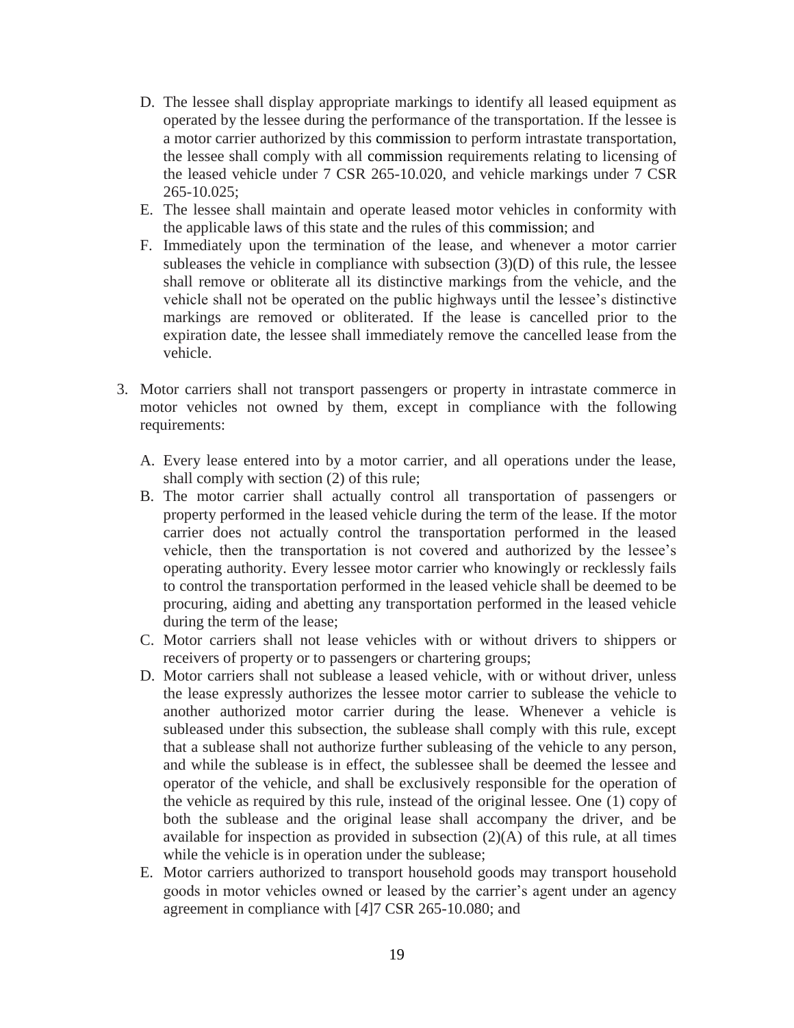D. The lessee shall display appropriate markings to identify all leased equipment as operated by the lessee during the performance of the transportation. If the lessee is a motor carrier authorized by this commission to perform intrastate transportation, the lessee shall comply with all commission requirements relating to licensing of the leased vehicle under 7 CSR 265-10.020, and vehicle markings under 7 CSR 265-10.025;

E. The lessee shall maintain and operate leased motor vehicles in conformity with the applicable laws of this state and the rules of this commission; and

F. Immediately upon the termination of the lease, and whenever a motor carrier subleases the vehicle in compliance with subsection (3)(D) of this rule, the lessee shall remove or obliterate all its distinctive markings from the vehicle, and the vehicle shall not be operated on the public highways until the lessee's distinctive markings are removed or obliterated. If the lease is cancelled prior to the expiration date, the lessee shall immediately remove the cancelled lease from the vehicle.

3. Motor carriers shall not transport passengers or property in intrastate commerce in motor vehicles not owned by them, except in compliance with the following requirements:

   A. Every lease entered into by a motor carrier, and all operations under the lease, shall comply with section (2) of this rule;

   B. The motor carrier shall actually control all transportation of passengers or property performed in the leased vehicle during the term of the lease. If the motor carrier does not actually control the transportation performed in the leased vehicle, then the transportation is not covered and authorized by the lessee's operating authority. Every lessee motor carrier who knowingly or recklessly fails to control the transportation performed in the leased vehicle shall be deemed to be procuring, aiding and abetting any transportation performed in the leased vehicle during the term of the lease;

   C. Motor carriers shall not lease vehicles with or without drivers to shippers or receivers of property or to passengers or chartering groups;

   D. Motor carriers shall not sublease a leased vehicle, with or without driver, unless the lease expressly authorizes the lessee motor carrier to sublease the vehicle to another authorized motor carrier during the lease. Whenever a vehicle is subleased under this subsection, the sublease shall comply with this rule, except that a sublease shall not authorize further subleasing of the vehicle to any person, and while the sublease is in effect, the sublessee shall be deemed the lessee and operator of the vehicle, and shall be exclusively responsible for the operation of the vehicle as required by this rule, instead of the original lessee. One (1) copy of both the sublease and the original lease shall accompany the driver, and be available for inspection as provided in subsection (2)(A) of this rule, at all times while the vehicle is in operation under the sublease;

   E. Motor carriers authorized to transport household goods may transport household goods in motor vehicles owned or leased by the carrier's agent under an agency agreement in compliance with [*4*]7 CSR 265-10.080; and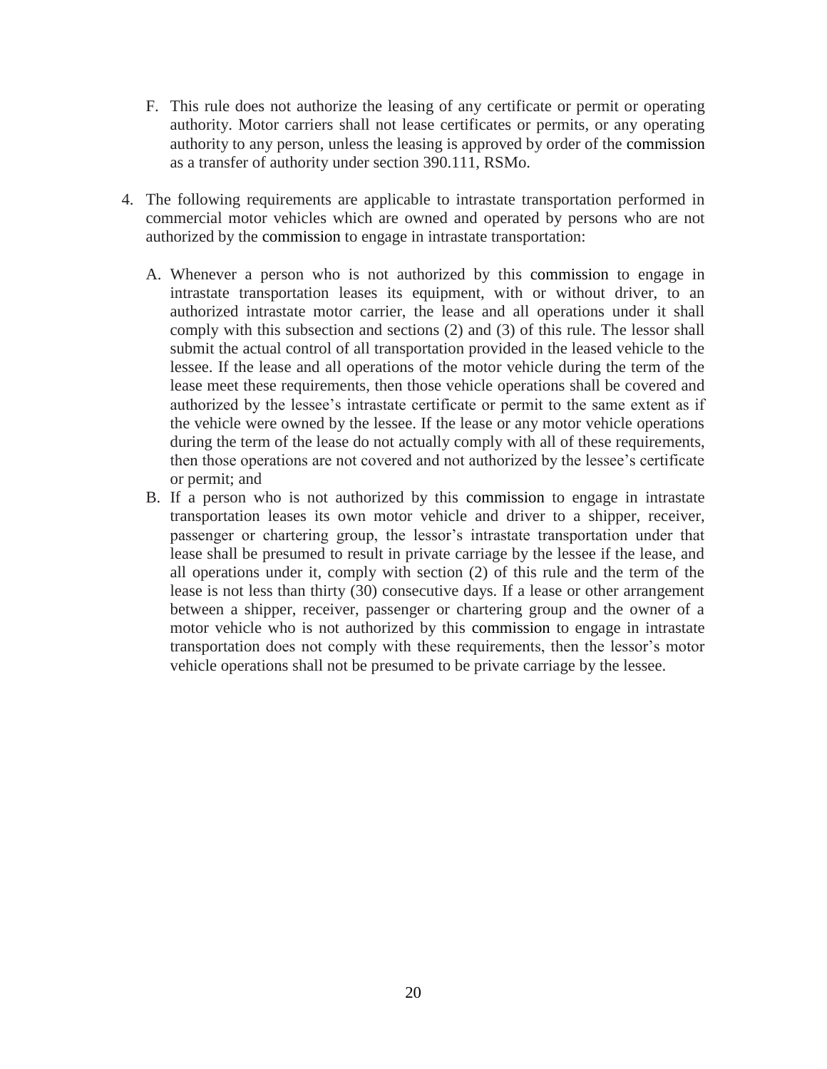F. This rule does not authorize the leasing of any certificate or permit or operating authority. Motor carriers shall not lease certificates or permits, or any operating authority to any person, unless the leasing is approved by order of the commission as a transfer of authority under section 390.111, RSMo.

4. The following requirements are applicable to intrastate transportation performed in commercial motor vehicles which are owned and operated by persons who are not authorized by the commission to engage in intrastate transportation:

   A. Whenever a person who is not authorized by this commission to engage in intrastate transportation leases its equipment, with or without driver, to an authorized intrastate motor carrier, the lease and all operations under it shall comply with this subsection and sections (2) and (3) of this rule. The lessor shall submit the actual control of all transportation provided in the leased vehicle to the lessee. If the lease and all operations of the motor vehicle during the term of the lease meet these requirements, then those vehicle operations shall be covered and authorized by the lessee's intrastate certificate or permit to the same extent as if the vehicle were owned by the lessee. If the lease or any motor vehicle operations during the term of the lease do not actually comply with all of these requirements, then those operations are not covered and not authorized by the lessee's certificate or permit; and

   B. If a person who is not authorized by this commission to engage in intrastate transportation leases its own motor vehicle and driver to a shipper, receiver, passenger or chartering group, the lessor's intrastate transportation under that lease shall be presumed to result in private carriage by the lessee if the lease, and all operations under it, comply with section (2) of this rule and the term of the lease is not less than thirty (30) consecutive days. If a lease or other arrangement between a shipper, receiver, passenger or chartering group and the owner of a motor vehicle who is not authorized by this commission to engage in intrastate transportation does not comply with these requirements, then the lessor's motor vehicle operations shall not be presumed to be private carriage by the lessee.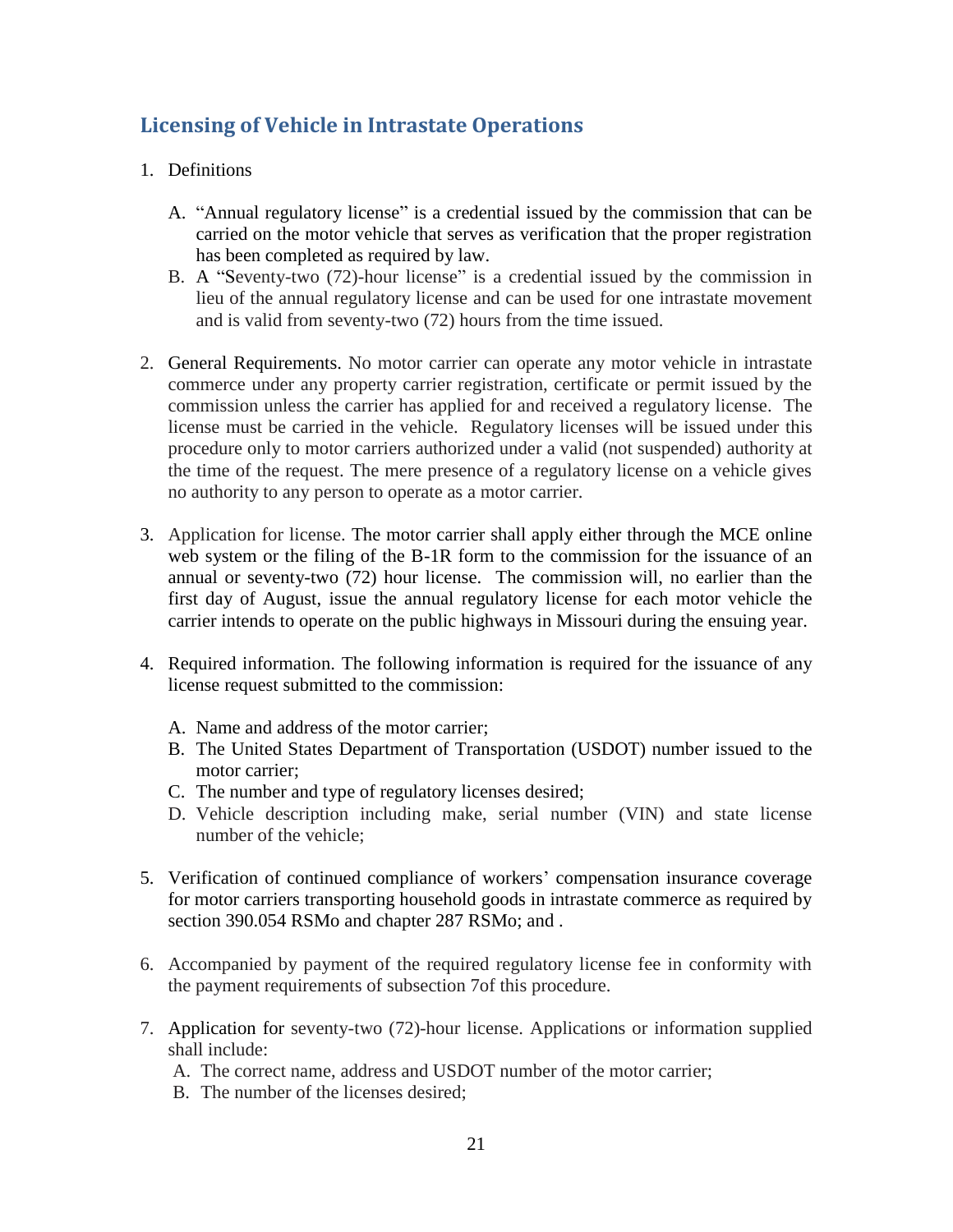## Licensing of Vehicle in Intrastate Operations

1. Definitions

   A. "Annual regulatory license" is a credential issued by the commission that can be carried on the motor vehicle that serves as verification that the proper registration has been completed as required by law.
   B. A "Seventy-two (72)-hour license" is a credential issued by the commission in lieu of the annual regulatory license and can be used for one intrastate movement and is valid from seventy-two (72) hours from the time issued.

2. General Requirements. No motor carrier can operate any motor vehicle in intrastate commerce under any property carrier registration, certificate or permit issued by the commission unless the carrier has applied for and received a regulatory license. The license must be carried in the vehicle. Regulatory licenses will be issued under this procedure only to motor carriers authorized under a valid (not suspended) authority at the time of the request. The mere presence of a regulatory license on a vehicle gives no authority to any person to operate as a motor carrier.

3. Application for license. The motor carrier shall apply either through the MCE online web system or the filing of the B-1R form to the commission for the issuance of an annual or seventy-two (72) hour license. The commission will, no earlier than the first day of August, issue the annual regulatory license for each motor vehicle the carrier intends to operate on the public highways in Missouri during the ensuing year.

4. Required information. The following information is required for the issuance of any license request submitted to the commission:

   A. Name and address of the motor carrier;
   B. The United States Department of Transportation (USDOT) number issued to the motor carrier;
   C. The number and type of regulatory licenses desired;
   D. Vehicle description including make, serial number (VIN) and state license number of the vehicle;

5. Verification of continued compliance of workers' compensation insurance coverage for motor carriers transporting household goods in intrastate commerce as required by section 390.054 RSMo and chapter 287 RSMo; and .

6. Accompanied by payment of the required regulatory license fee in conformity with the payment requirements of subsection 7of this procedure.

7. Application for seventy-two (72)-hour license. Applications or information supplied shall include:
   A. The correct name, address and USDOT number of the motor carrier;
   B. The number of the licenses desired;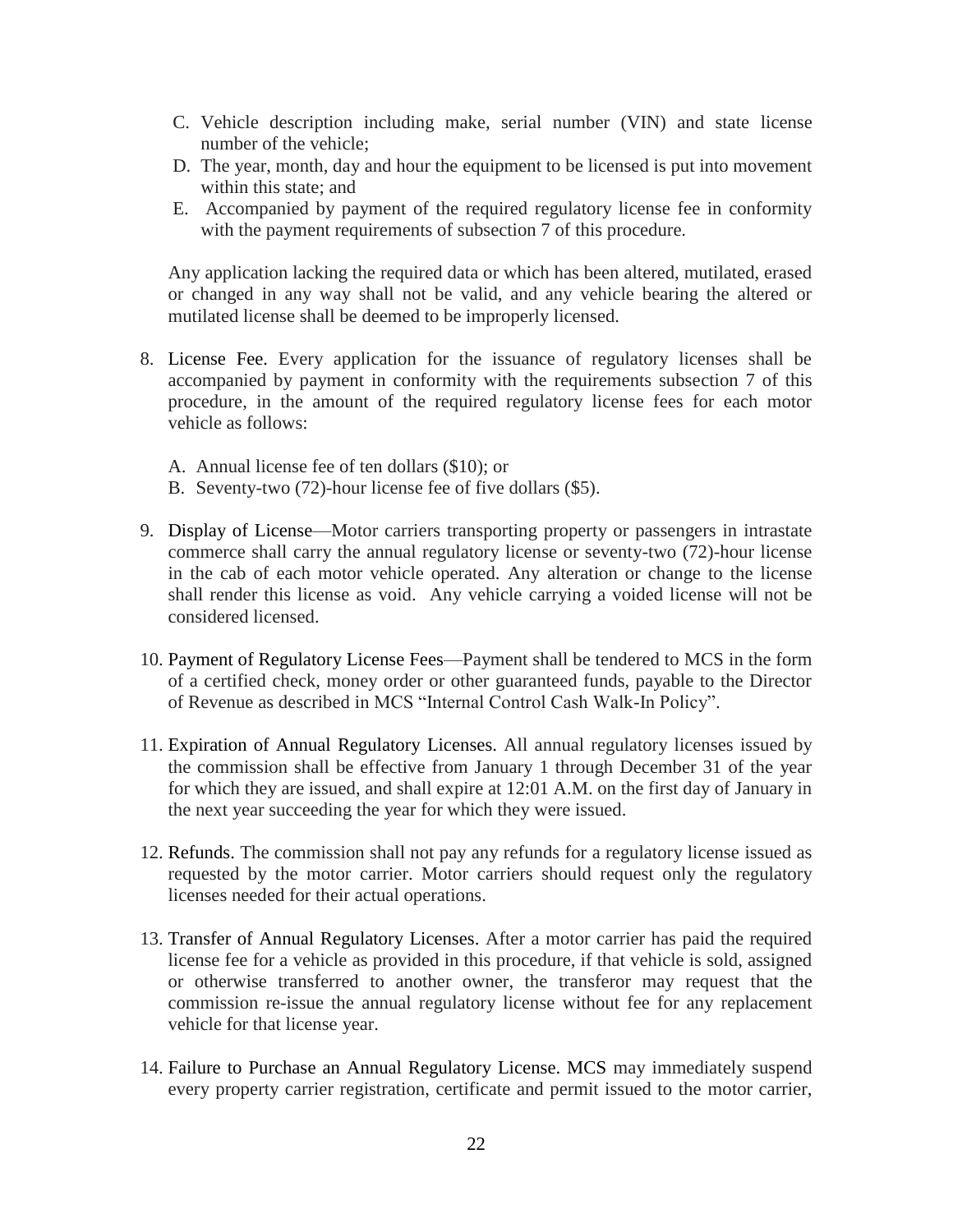C. Vehicle description including make, serial number (VIN) and state license number of the vehicle;
D. The year, month, day and hour the equipment to be licensed is put into movement within this state; and
E. Accompanied by payment of the required regulatory license fee in conformity with the payment requirements of subsection 7 of this procedure.

Any application lacking the required data or which has been altered, mutilated, erased or changed in any way shall not be valid, and any vehicle bearing the altered or mutilated license shall be deemed to be improperly licensed.

8. License Fee. Every application for the issuance of regulatory licenses shall be accompanied by payment in conformity with the requirements subsection 7 of this procedure, in the amount of the required regulatory license fees for each motor vehicle as follows:

   A. Annual license fee of ten dollars ($10); or
   B. Seventy-two (72)-hour license fee of five dollars ($5).

9. Display of License—Motor carriers transporting property or passengers in intrastate commerce shall carry the annual regulatory license or seventy-two (72)-hour license in the cab of each motor vehicle operated. Any alteration or change to the license shall render this license as void. Any vehicle carrying a voided license will not be considered licensed.

10. Payment of Regulatory License Fees—Payment shall be tendered to MCS in the form of a certified check, money order or other guaranteed funds, payable to the Director of Revenue as described in MCS "Internal Control Cash Walk-In Policy".

11. Expiration of Annual Regulatory Licenses. All annual regulatory licenses issued by the commission shall be effective from January 1 through December 31 of the year for which they are issued, and shall expire at 12:01 A.M. on the first day of January in the next year succeeding the year for which they were issued.

12. Refunds. The commission shall not pay any refunds for a regulatory license issued as requested by the motor carrier. Motor carriers should request only the regulatory licenses needed for their actual operations.

13. Transfer of Annual Regulatory Licenses. After a motor carrier has paid the required license fee for a vehicle as provided in this procedure, if that vehicle is sold, assigned or otherwise transferred to another owner, the transferor may request that the commission re-issue the annual regulatory license without fee for any replacement vehicle for that license year.

14. Failure to Purchase an Annual Regulatory License. MCS may immediately suspend every property carrier registration, certificate and permit issued to the motor carrier,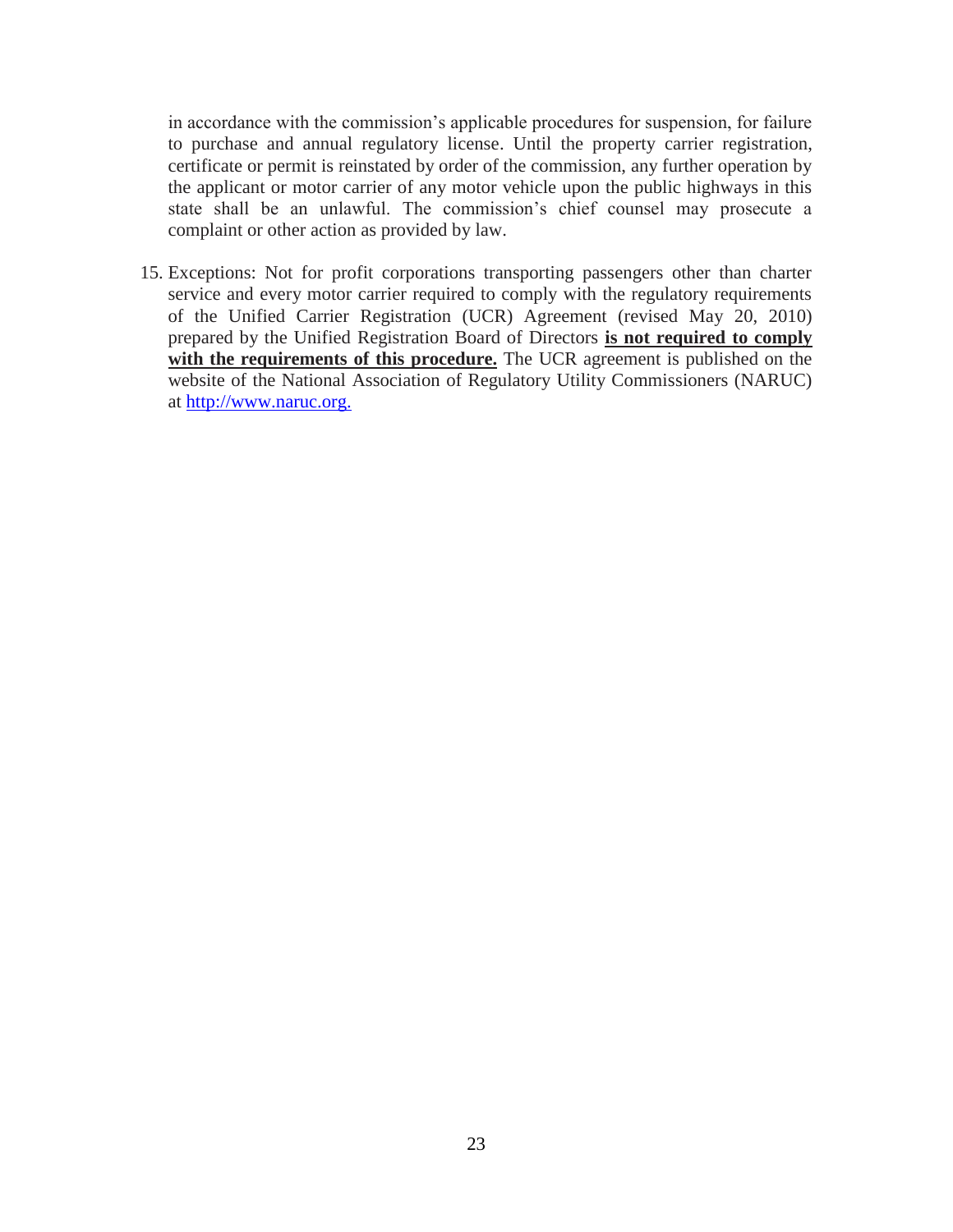in accordance with the commission's applicable procedures for suspension, for failure to purchase and annual regulatory license. Until the property carrier registration, certificate or permit is reinstated by order of the commission, any further operation by the applicant or motor carrier of any motor vehicle upon the public highways in this state shall be an unlawful. The commission's chief counsel may prosecute a complaint or other action as provided by law.

15. Exceptions: Not for profit corporations transporting passengers other than charter service and every motor carrier required to comply with the regulatory requirements of the Unified Carrier Registration (UCR) Agreement (revised May 20, 2010) prepared by the Unified Registration Board of Directors **<u>is not required to comply with the requirements of this procedure.</u>** The UCR agreement is published on the website of the National Association of Regulatory Utility Commissioners (NARUC) at [http://www.naruc.org.](http://www.naruc.org)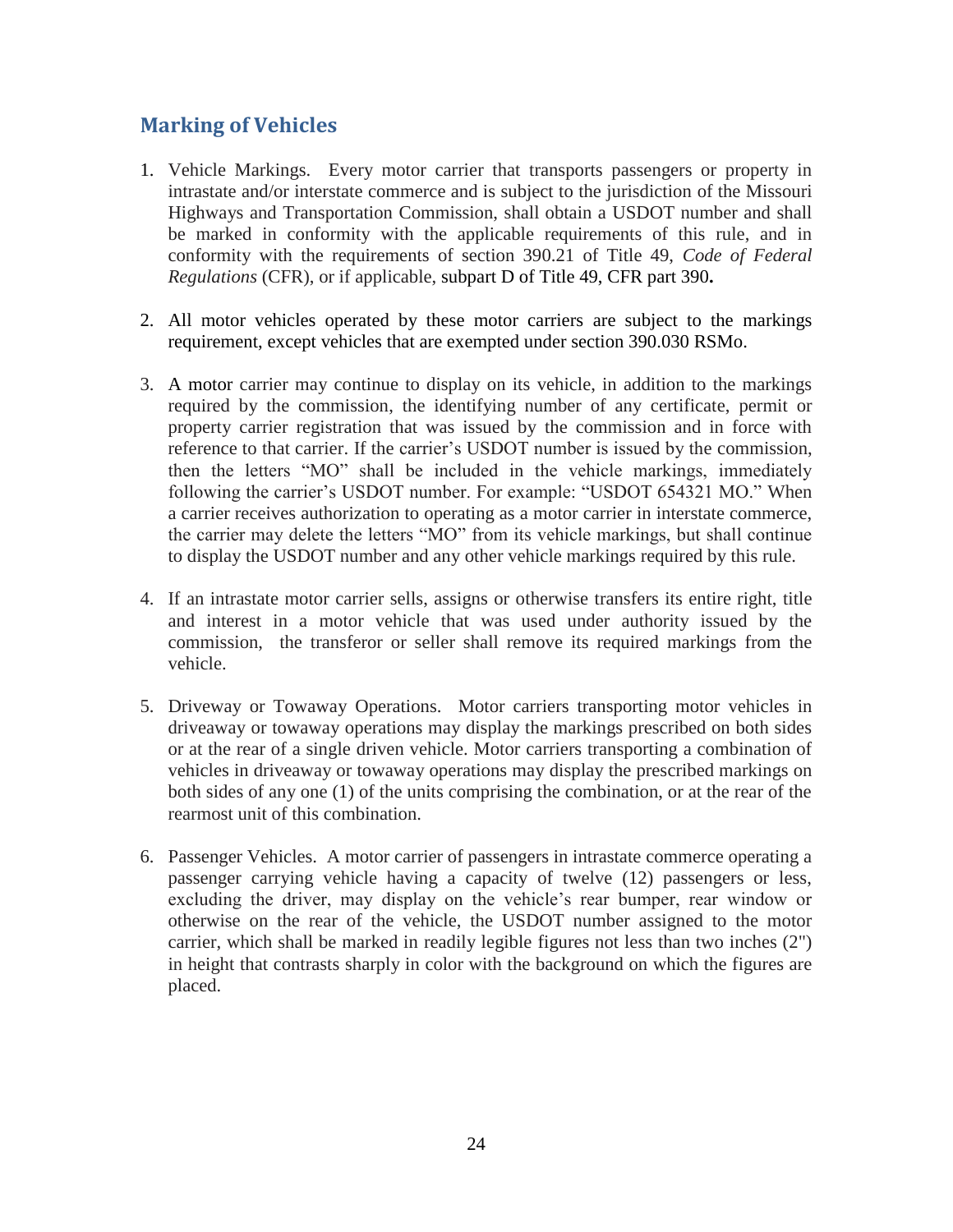## Marking of Vehicles

1. Vehicle Markings. Every motor carrier that transports passengers or property in intrastate and/or interstate commerce and is subject to the jurisdiction of the Missouri Highways and Transportation Commission, shall obtain a USDOT number and shall be marked in conformity with the applicable requirements of this rule, and in conformity with the requirements of section 390.21 of Title 49, *Code of Federal Regulations* (CFR), or if applicable, subpart D of Title 49, CFR part 390**.**

2. All motor vehicles operated by these motor carriers are subject to the markings requirement, except vehicles that are exempted under section 390.030 RSMo.

3. A motor carrier may continue to display on its vehicle, in addition to the markings required by the commission, the identifying number of any certificate, permit or property carrier registration that was issued by the commission and in force with reference to that carrier. If the carrier's USDOT number is issued by the commission, then the letters "MO" shall be included in the vehicle markings, immediately following the carrier's USDOT number. For example: "USDOT 654321 MO." When a carrier receives authorization to operating as a motor carrier in interstate commerce, the carrier may delete the letters "MO" from its vehicle markings, but shall continue to display the USDOT number and any other vehicle markings required by this rule.

4. If an intrastate motor carrier sells, assigns or otherwise transfers its entire right, title and interest in a motor vehicle that was used under authority issued by the commission, the transferor or seller shall remove its required markings from the vehicle.

5. Driveway or Towaway Operations. Motor carriers transporting motor vehicles in driveaway or towaway operations may display the markings prescribed on both sides or at the rear of a single driven vehicle. Motor carriers transporting a combination of vehicles in driveaway or towaway operations may display the prescribed markings on both sides of any one (1) of the units comprising the combination, or at the rear of the rearmost unit of this combination.

6. Passenger Vehicles. A motor carrier of passengers in intrastate commerce operating a passenger carrying vehicle having a capacity of twelve (12) passengers or less, excluding the driver, may display on the vehicle's rear bumper, rear window or otherwise on the rear of the vehicle, the USDOT number assigned to the motor carrier, which shall be marked in readily legible figures not less than two inches (2") in height that contrasts sharply in color with the background on which the figures are placed.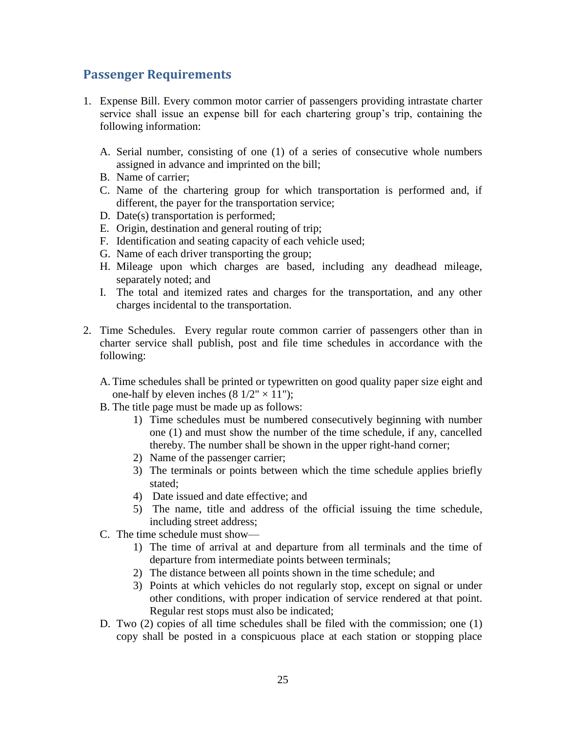## Passenger Requirements

1. Expense Bill. Every common motor carrier of passengers providing intrastate charter service shall issue an expense bill for each chartering group's trip, containing the following information:

   A. Serial number, consisting of one (1) of a series of consecutive whole numbers assigned in advance and imprinted on the bill;
   B. Name of carrier;
   C. Name of the chartering group for which transportation is performed and, if different, the payer for the transportation service;
   D. Date(s) transportation is performed;
   E. Origin, destination and general routing of trip;
   F. Identification and seating capacity of each vehicle used;
   G. Name of each driver transporting the group;
   H. Mileage upon which charges are based, including any deadhead mileage, separately noted; and
   I. The total and itemized rates and charges for the transportation, and any other charges incidental to the transportation.

2. Time Schedules. Every regular route common carrier of passengers other than in charter service shall publish, post and file time schedules in accordance with the following:

   A. Time schedules shall be printed or typewritten on good quality paper size eight and one-half by eleven inches (8 1/2" × 11");
   B. The title page must be made up as follows:
      1) Time schedules must be numbered consecutively beginning with number one (1) and must show the number of the time schedule, if any, cancelled thereby. The number shall be shown in the upper right-hand corner;
      2) Name of the passenger carrier;
      3) The terminals or points between which the time schedule applies briefly stated;
      4) Date issued and date effective; and
      5) The name, title and address of the official issuing the time schedule, including street address;
   C. The time schedule must show—
      1) The time of arrival at and departure from all terminals and the time of departure from intermediate points between terminals;
      2) The distance between all points shown in the time schedule; and
      3) Points at which vehicles do not regularly stop, except on signal or under other conditions, with proper indication of service rendered at that point. Regular rest stops must also be indicated;
   D. Two (2) copies of all time schedules shall be filed with the commission; one (1) copy shall be posted in a conspicuous place at each station or stopping place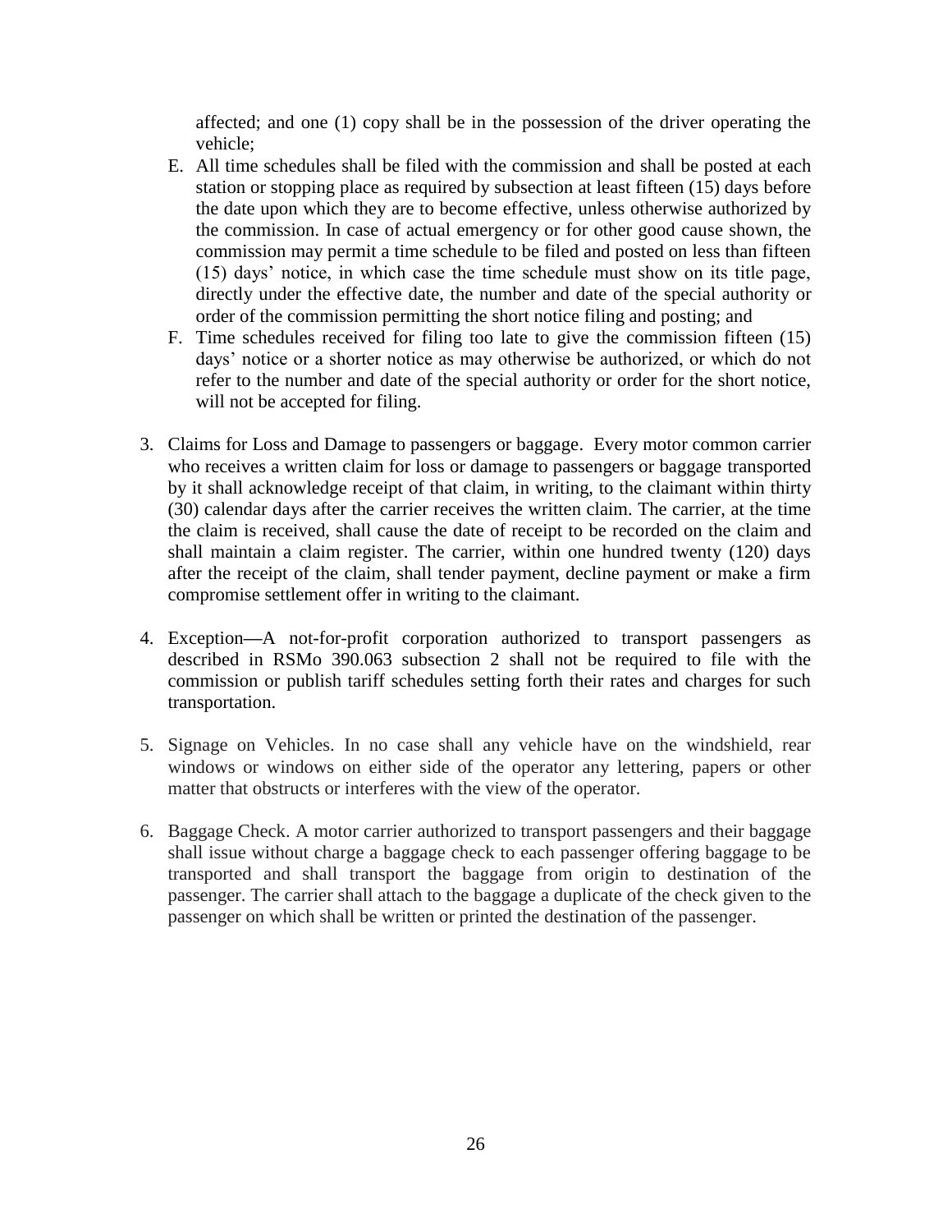affected; and one (1) copy shall be in the possession of the driver operating the vehicle;

E. All time schedules shall be filed with the commission and shall be posted at each station or stopping place as required by subsection at least fifteen (15) days before the date upon which they are to become effective, unless otherwise authorized by the commission. In case of actual emergency or for other good cause shown, the commission may permit a time schedule to be filed and posted on less than fifteen (15) days' notice, in which case the time schedule must show on its title page, directly under the effective date, the number and date of the special authority or order of the commission permitting the short notice filing and posting; and
F. Time schedules received for filing too late to give the commission fifteen (15) days' notice or a shorter notice as may otherwise be authorized, or which do not refer to the number and date of the special authority or order for the short notice, will not be accepted for filing.

3. Claims for Loss and Damage to passengers or baggage. Every motor common carrier who receives a written claim for loss or damage to passengers or baggage transported by it shall acknowledge receipt of that claim, in writing, to the claimant within thirty (30) calendar days after the carrier receives the written claim. The carrier, at the time the claim is received, shall cause the date of receipt to be recorded on the claim and shall maintain a claim register. The carrier, within one hundred twenty (120) days after the receipt of the claim, shall tender payment, decline payment or make a firm compromise settlement offer in writing to the claimant.

4. Exception—A not-for-profit corporation authorized to transport passengers as described in RSMo 390.063 subsection 2 shall not be required to file with the commission or publish tariff schedules setting forth their rates and charges for such transportation.

5. Signage on Vehicles. In no case shall any vehicle have on the windshield, rear windows or windows on either side of the operator any lettering, papers or other matter that obstructs or interferes with the view of the operator.

6. Baggage Check. A motor carrier authorized to transport passengers and their baggage shall issue without charge a baggage check to each passenger offering baggage to be transported and shall transport the baggage from origin to destination of the passenger. The carrier shall attach to the baggage a duplicate of the check given to the passenger on which shall be written or printed the destination of the passenger.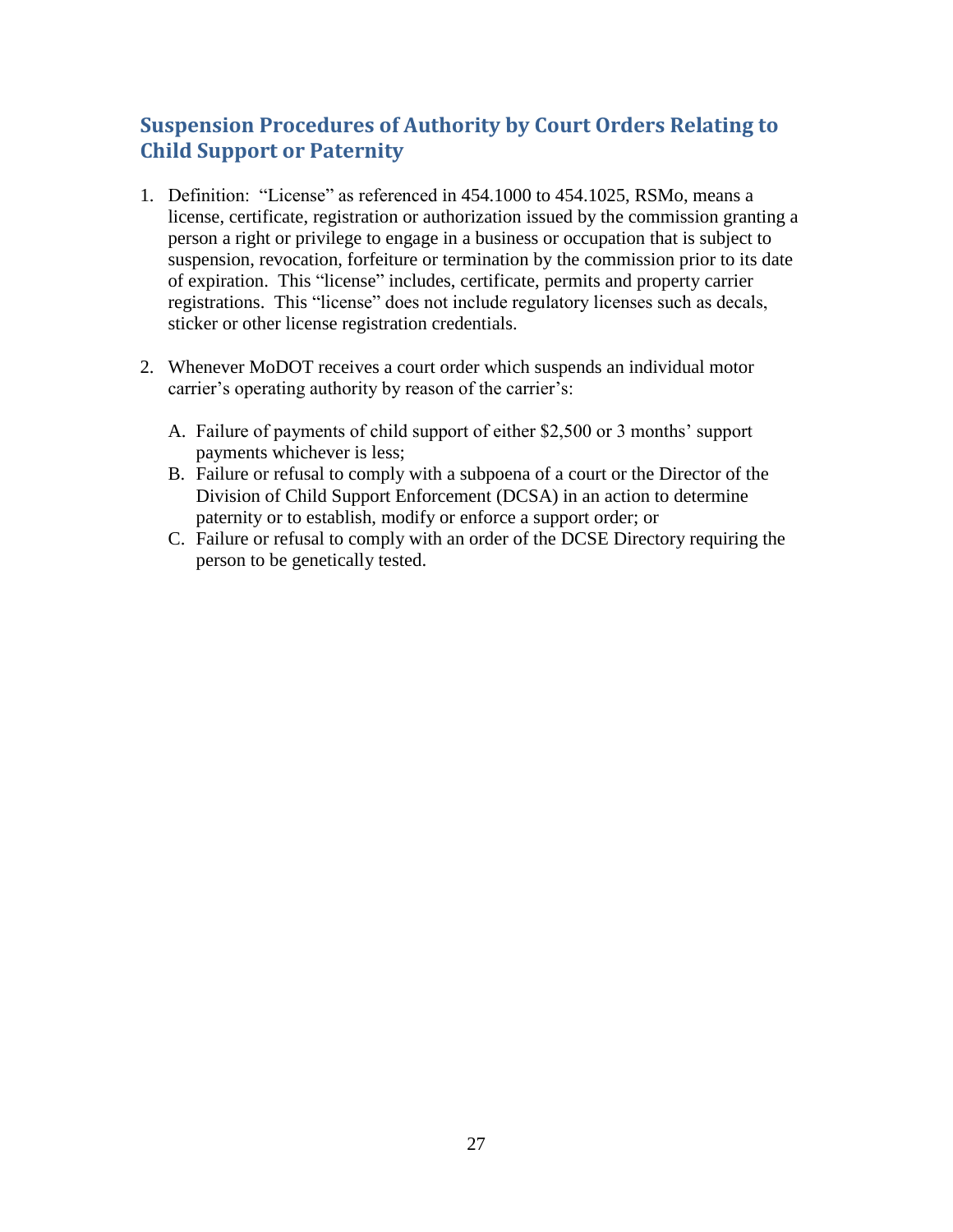## Suspension Procedures of Authority by Court Orders Relating to Child Support or Paternity

1. Definition: "License" as referenced in 454.1000 to 454.1025, RSMo, means a license, certificate, registration or authorization issued by the commission granting a person a right or privilege to engage in a business or occupation that is subject to suspension, revocation, forfeiture or termination by the commission prior to its date of expiration. This "license" includes, certificate, permits and property carrier registrations. This "license" does not include regulatory licenses such as decals, sticker or other license registration credentials.

2. Whenever MoDOT receives a court order which suspends an individual motor carrier's operating authority by reason of the carrier's:

   A. Failure of payments of child support of either $2,500 or 3 months' support payments whichever is less;
   B. Failure or refusal to comply with a subpoena of a court or the Director of the Division of Child Support Enforcement (DCSA) in an action to determine paternity or to establish, modify or enforce a support order; or
   C. Failure or refusal to comply with an order of the DCSE Directory requiring the person to be genetically tested.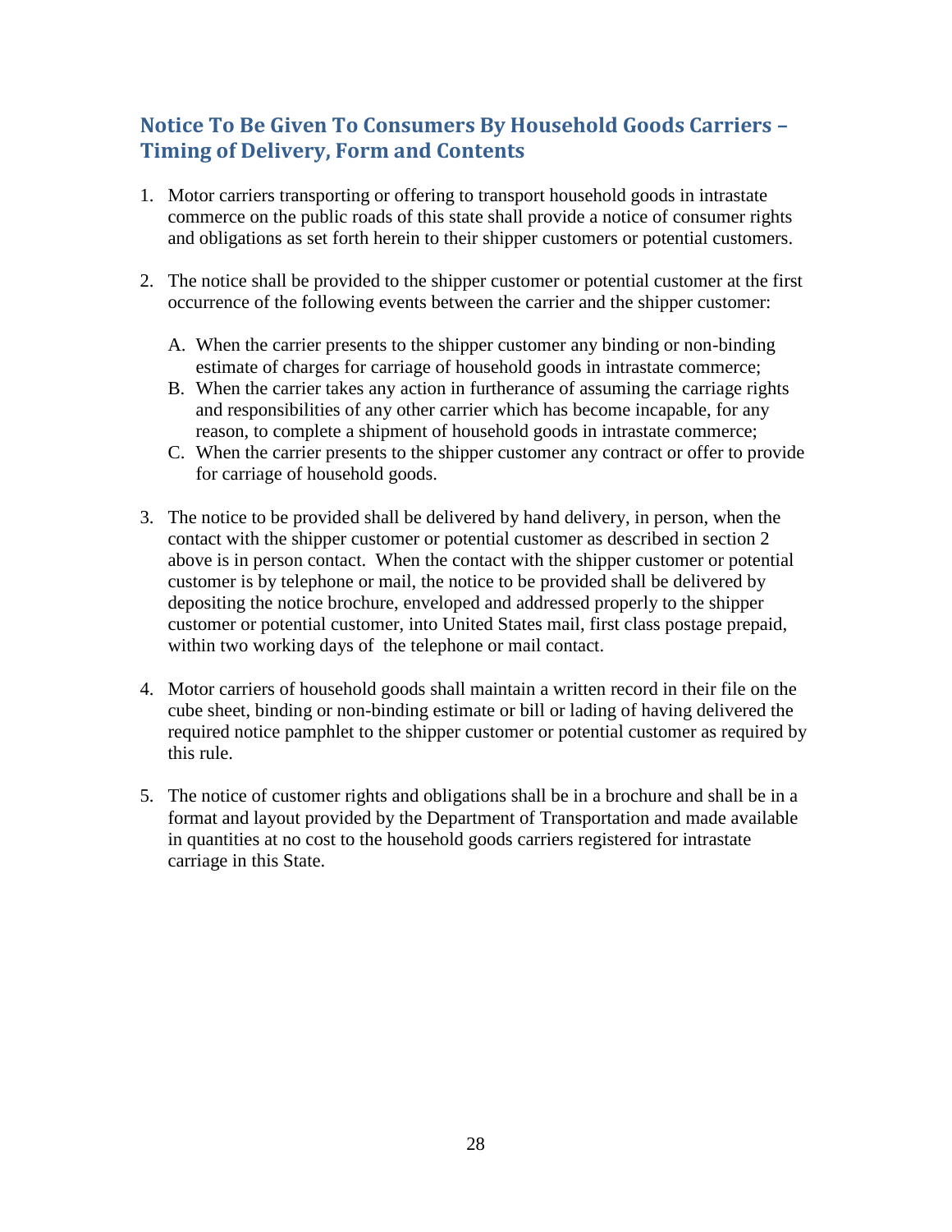## Notice To Be Given To Consumers By Household Goods Carriers – Timing of Delivery, Form and Contents

1. Motor carriers transporting or offering to transport household goods in intrastate commerce on the public roads of this state shall provide a notice of consumer rights and obligations as set forth herein to their shipper customers or potential customers.

2. The notice shall be provided to the shipper customer or potential customer at the first occurrence of the following events between the carrier and the shipper customer:

   A. When the carrier presents to the shipper customer any binding or non-binding estimate of charges for carriage of household goods in intrastate commerce;
   B. When the carrier takes any action in furtherance of assuming the carriage rights and responsibilities of any other carrier which has become incapable, for any reason, to complete a shipment of household goods in intrastate commerce;
   C. When the carrier presents to the shipper customer any contract or offer to provide for carriage of household goods.

3. The notice to be provided shall be delivered by hand delivery, in person, when the contact with the shipper customer or potential customer as described in section 2 above is in person contact. When the contact with the shipper customer or potential customer is by telephone or mail, the notice to be provided shall be delivered by depositing the notice brochure, enveloped and addressed properly to the shipper customer or potential customer, into United States mail, first class postage prepaid, within two working days of the telephone or mail contact.

4. Motor carriers of household goods shall maintain a written record in their file on the cube sheet, binding or non-binding estimate or bill or lading of having delivered the required notice pamphlet to the shipper customer or potential customer as required by this rule.

5. The notice of customer rights and obligations shall be in a brochure and shall be in a format and layout provided by the Department of Transportation and made available in quantities at no cost to the household goods carriers registered for intrastate carriage in this State.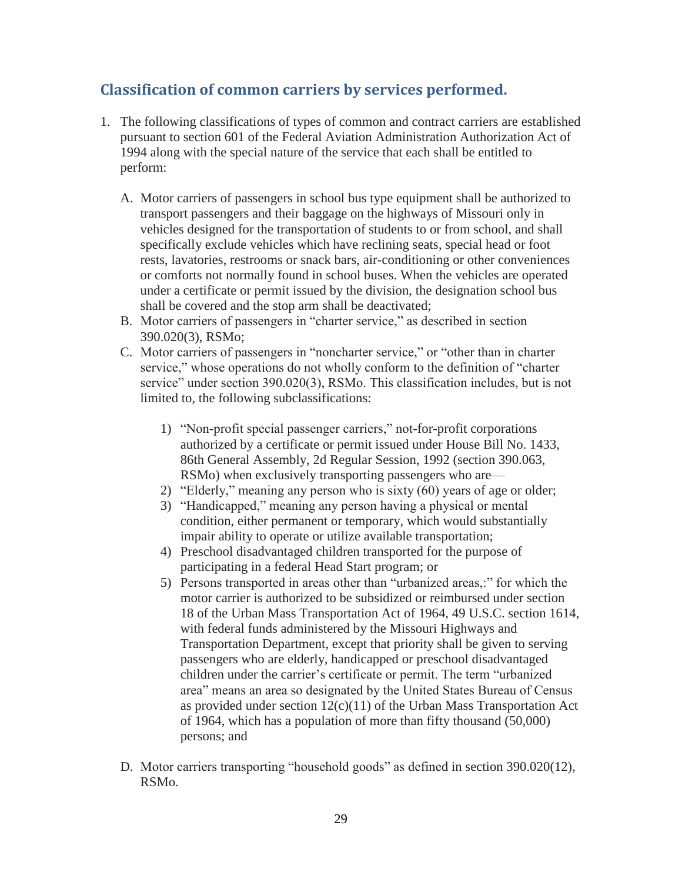## Classification of common carriers by services performed.

1. The following classifications of types of common and contract carriers are established pursuant to section 601 of the Federal Aviation Administration Authorization Act of 1994 along with the special nature of the service that each shall be entitled to perform:

   A. Motor carriers of passengers in school bus type equipment shall be authorized to transport passengers and their baggage on the highways of Missouri only in vehicles designed for the transportation of students to or from school, and shall specifically exclude vehicles which have reclining seats, special head or foot rests, lavatories, restrooms or snack bars, air-conditioning or other conveniences or comforts not normally found in school buses. When the vehicles are operated under a certificate or permit issued by the division, the designation school bus shall be covered and the stop arm shall be deactivated;
   B. Motor carriers of passengers in "charter service," as described in section 390.020(3), RSMo;
   C. Motor carriers of passengers in "noncharter service," or "other than in charter service," whose operations do not wholly conform to the definition of "charter service" under section 390.020(3), RSMo. This classification includes, but is not limited to, the following subclassifications:

      1) "Non-profit special passenger carriers," not-for-profit corporations authorized by a certificate or permit issued under House Bill No. 1433, 86th General Assembly, 2d Regular Session, 1992 (section 390.063, RSMo) when exclusively transporting passengers who are—
      2) "Elderly," meaning any person who is sixty (60) years of age or older;
      3) "Handicapped," meaning any person having a physical or mental condition, either permanent or temporary, which would substantially impair ability to operate or utilize available transportation;
      4) Preschool disadvantaged children transported for the purpose of participating in a federal Head Start program; or
      5) Persons transported in areas other than "urbanized areas,:" for which the motor carrier is authorized to be subsidized or reimbursed under section 18 of the Urban Mass Transportation Act of 1964, 49 U.S.C. section 1614, with federal funds administered by the Missouri Highways and Transportation Department, except that priority shall be given to serving passengers who are elderly, handicapped or preschool disadvantaged children under the carrier's certificate or permit. The term "urbanized area" means an area so designated by the United States Bureau of Census as provided under section 12(c)(11) of the Urban Mass Transportation Act of 1964, which has a population of more than fifty thousand (50,000) persons; and

   D. Motor carriers transporting "household goods" as defined in section 390.020(12), RSMo.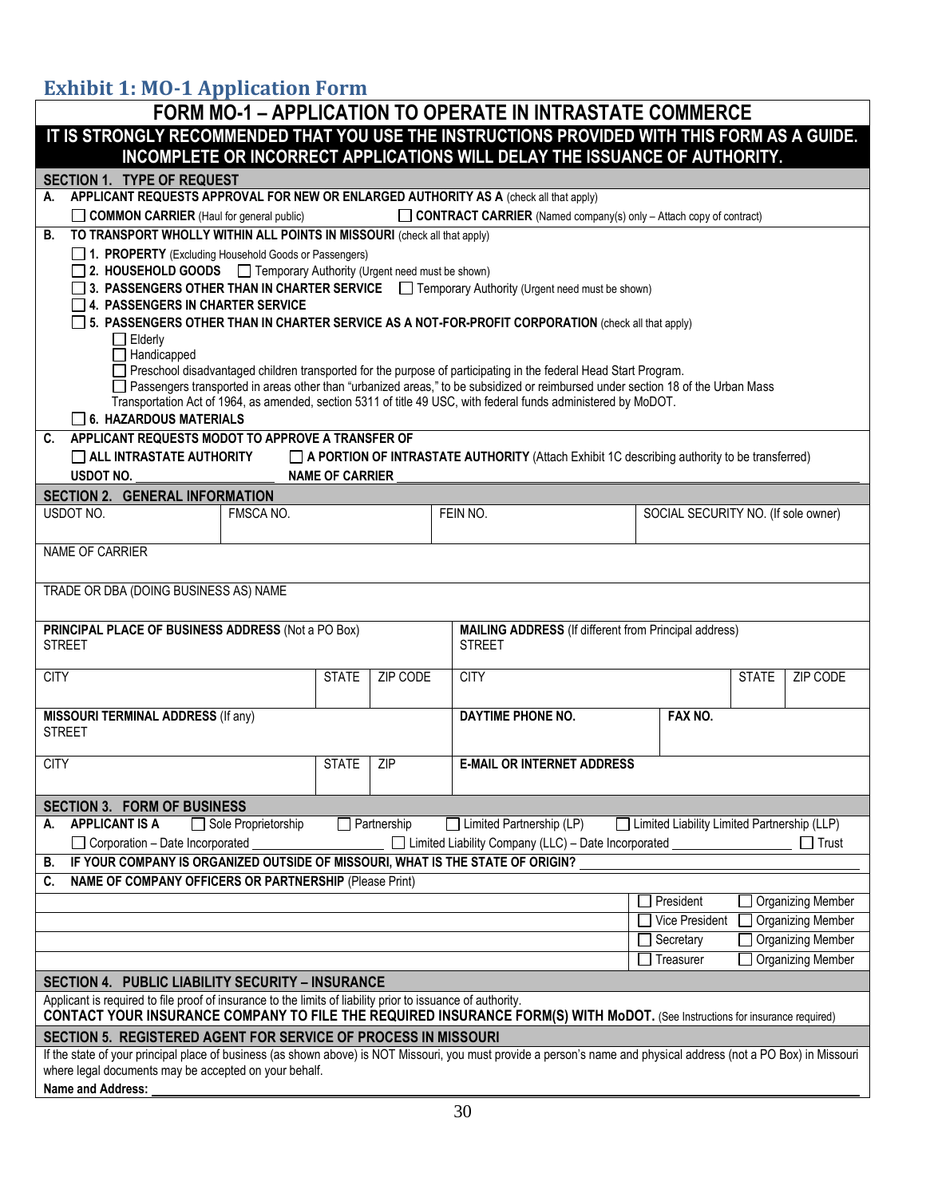## Exhibit 1: MO-1 Application Form

# FORM MO-1 – APPLICATION TO OPERATE IN INTRASTATE COMMERCE

**IT IS STRONGLY RECOMMENDED THAT YOU USE THE INSTRUCTIONS PROVIDED WITH THIS FORM AS A GUIDE. INCOMPLETE OR INCORRECT APPLICATIONS WILL DELAY THE ISSUANCE OF AUTHORITY.**

### SECTION 1. TYPE OF REQUEST

**A. APPLICANT REQUESTS APPROVAL FOR NEW OR ENLARGED AUTHORITY AS A** (check all that apply)

☐ **COMMON CARRIER** (Haul for general public) ☐ **CONTRACT CARRIER** (Named company(s) only – Attach copy of contract)

**B. TO TRANSPORT WHOLLY WITHIN ALL POINTS IN MISSOURI** (check all that apply)

☐ **1. PROPERTY** (Excluding Household Goods or Passengers)
☐ **2. HOUSEHOLD GOODS** ☐ Temporary Authority (Urgent need must be shown)
☐ **3. PASSENGERS OTHER THAN IN CHARTER SERVICE** ☐ Temporary Authority (Urgent need must be shown)
☐ **4. PASSENGERS IN CHARTER SERVICE**
☐ **5. PASSENGERS OTHER THAN IN CHARTER SERVICE AS A NOT-FOR-PROFIT CORPORATION** (check all that apply)
- ☐ Elderly
- ☐ Handicapped
- ☐ Preschool disadvantaged children transported for the purpose of participating in the federal Head Start Program.
- ☐ Passengers transported in areas other than "urbanized areas," to be subsidized or reimbursed under section 18 of the Urban Mass Transportation Act of 1964, as amended, section 5311 of title 49 USC, with federal funds administered by MoDOT.

☐ **6. HAZARDOUS MATERIALS**

**C. APPLICANT REQUESTS MODOT TO APPROVE A TRANSFER OF**

☐ **ALL INTRASTATE AUTHORITY** ☐ **A PORTION OF INTRASTATE AUTHORITY** (Attach Exhibit 1C describing authority to be transferred)

**USDOT NO.** ____________ **NAME OF CARRIER** ____________

### SECTION 2. GENERAL INFORMATION

| USDOT NO. | FMSCA NO. | FEIN NO. | SOCIAL SECURITY NO. (If sole owner) |
|---|---|---|---|
| | | | |

NAME OF CARRIER

TRADE OR DBA (DOING BUSINESS AS) NAME

| **PRINCIPAL PLACE OF BUSINESS ADDRESS** (Not a PO Box) STREET | | | **MAILING ADDRESS** (If different from Principal address) STREET | | |
|---|---|---|---|---|---|
| CITY | STATE | ZIP CODE | CITY | STATE | ZIP CODE |

| **MISSOURI TERMINAL ADDRESS** (If any) STREET | | | **DAYTIME PHONE NO.** | **FAX NO.** |
|---|---|---|---|---|
| CITY | STATE | ZIP | **E-MAIL OR INTERNET ADDRESS** | |

### SECTION 3. FORM OF BUSINESS

**A. APPLICANT IS A** ☐ Sole Proprietorship ☐ Partnership ☐ Limited Partnership (LP) ☐ Limited Liability Limited Partnership (LLP)
☐ Corporation – Date Incorporated ____________ ☐ Limited Liability Company (LLC) – Date Incorporated ____________ ☐ Trust

**B. IF YOUR COMPANY IS ORGANIZED OUTSIDE OF MISSOURI, WHAT IS THE STATE OF ORIGIN?** ____________

**C. NAME OF COMPANY OFFICERS OR PARTNERSHIP** (Please Print)

| Name | Title | |
|---|---|---|
| | ☐ President | ☐ Organizing Member |
| | ☐ Vice President | ☐ Organizing Member |
| | ☐ Secretary | ☐ Organizing Member |
| | ☐ Treasurer | ☐ Organizing Member |

### SECTION 4. PUBLIC LIABILITY SECURITY – INSURANCE

Applicant is required to file proof of insurance to the limits of liability prior to issuance of authority.
**CONTACT YOUR INSURANCE COMPANY TO FILE THE REQUIRED INSURANCE FORM(S) WITH MoDOT.** (See Instructions for insurance required)

### SECTION 5. REGISTERED AGENT FOR SERVICE OF PROCESS IN MISSOURI

If the state of your principal place of business (as shown above) is NOT Missouri, you must provide a person's name and physical address (not a PO Box) in Missouri where legal documents may be accepted on your behalf.

**Name and Address:** ____________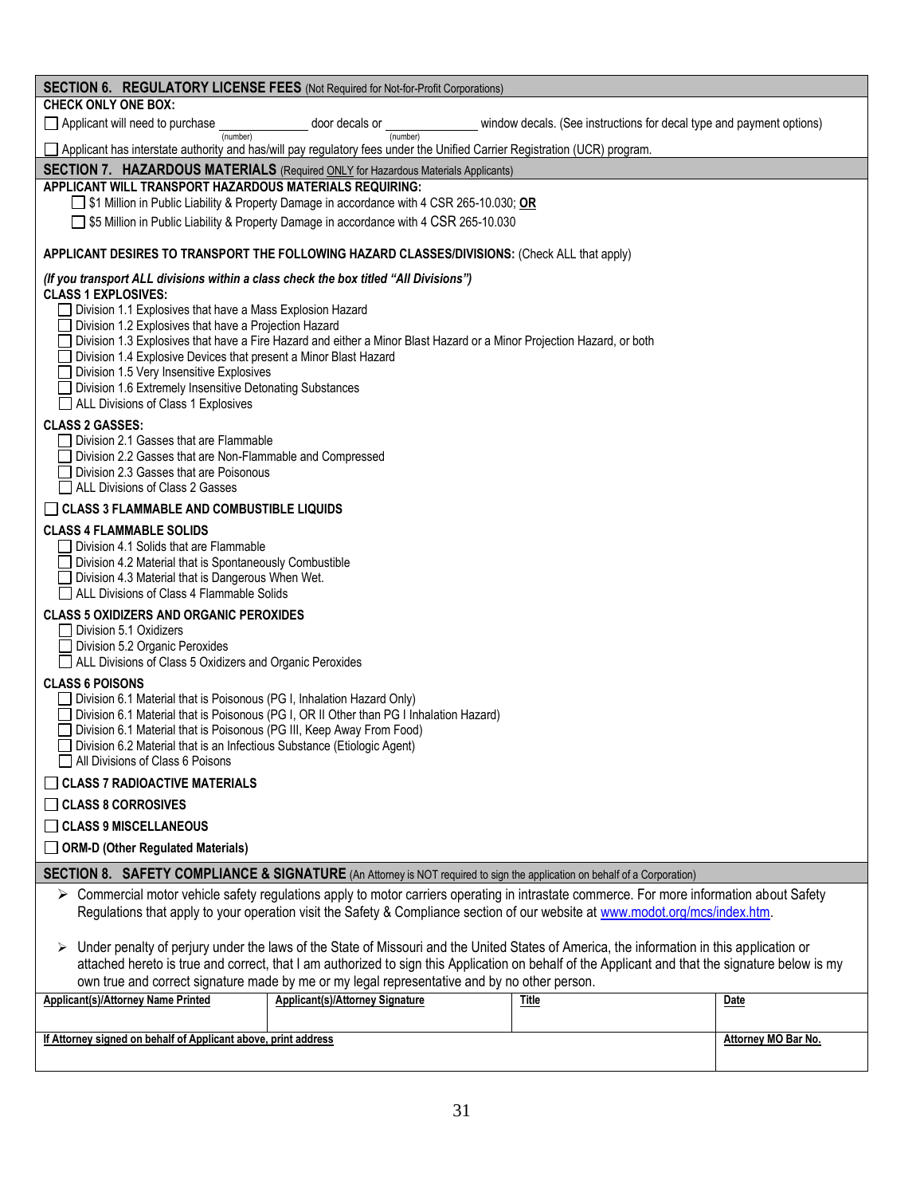## SECTION 6. REGULATORY LICENSE FEES (Not Required for Not-for-Profit Corporations)

**CHECK ONLY ONE BOX:**

☐ Applicant will need to purchase ____________ (number) door decals or ____________ (number) window decals. (See instructions for decal type and payment options)

☐ Applicant has interstate authority and has/will pay regulatory fees under the Unified Carrier Registration (UCR) program.

## SECTION 7. HAZARDOUS MATERIALS (Required ONLY for Hazardous Materials Applicants)

**APPLICANT WILL TRANSPORT HAZARDOUS MATERIALS REQUIRING:**

☐ $1 Million in Public Liability & Property Damage in accordance with 4 CSR 265-10.030; **OR**

☐ $5 Million in Public Liability & Property Damage in accordance with 4 CSR 265-10.030

**APPLICANT DESIRES TO TRANSPORT THE FOLLOWING HAZARD CLASSES/DIVISIONS:** (Check ALL that apply)

***(If you transport ALL divisions within a class check the box titled "All Divisions")***

**CLASS 1 EXPLOSIVES:**

☐ Division 1.1 Explosives that have a Mass Explosion Hazard
☐ Division 1.2 Explosives that have a Projection Hazard
☐ Division 1.3 Explosives that have a Fire Hazard and either a Minor Blast Hazard or a Minor Projection Hazard, or both
☐ Division 1.4 Explosive Devices that present a Minor Blast Hazard
☐ Division 1.5 Very Insensitive Explosives
☐ Division 1.6 Extremely Insensitive Detonating Substances
☐ ALL Divisions of Class 1 Explosives

**CLASS 2 GASSES:**

☐ Division 2.1 Gasses that are Flammable
☐ Division 2.2 Gasses that are Non-Flammable and Compressed
☐ Division 2.3 Gasses that are Poisonous
☐ ALL Divisions of Class 2 Gasses

☐ **CLASS 3 FLAMMABLE AND COMBUSTIBLE LIQUIDS**

**CLASS 4 FLAMMABLE SOLIDS**

☐ Division 4.1 Solids that are Flammable
☐ Division 4.2 Material that is Spontaneously Combustible
☐ Division 4.3 Material that is Dangerous When Wet.
☐ ALL Divisions of Class 4 Flammable Solids

**CLASS 5 OXIDIZERS AND ORGANIC PEROXIDES**

☐ Division 5.1 Oxidizers
☐ Division 5.2 Organic Peroxides
☐ ALL Divisions of Class 5 Oxidizers and Organic Peroxides

**CLASS 6 POISONS**

☐ Division 6.1 Material that is Poisonous (PG I, Inhalation Hazard Only)
☐ Division 6.1 Material that is Poisonous (PG I, OR II Other than PG I Inhalation Hazard)
☐ Division 6.1 Material that is Poisonous (PG III, Keep Away From Food)
☐ Division 6.2 Material that is an Infectious Substance (Etiologic Agent)
☐ All Divisions of Class 6 Poisons

☐ **CLASS 7 RADIOACTIVE MATERIALS**

☐ **CLASS 8 CORROSIVES**

☐ **CLASS 9 MISCELLANEOUS**

☐ **ORM-D (Other Regulated Materials)**

## SECTION 8. SAFETY COMPLIANCE & SIGNATURE (An Attorney is NOT required to sign the application on behalf of a Corporation)

- Commercial motor vehicle safety regulations apply to motor carriers operating in intrastate commerce. For more information about Safety Regulations that apply to your operation visit the Safety & Compliance section of our website at www.modot.org/mcs/index.htm.

- Under penalty of perjury under the laws of the State of Missouri and the United States of America, the information in this application or attached hereto is true and correct, that I am authorized to sign this Application on behalf of the Applicant and that the signature below is my own true and correct signature made by me or my legal representative and by no other person.

| Applicant(s)/Attorney Name Printed | Applicant(s)/Attorney Signature | Title | Date |
|---|---|---|---|
| | | | |

| If Attorney signed on behalf of Applicant above, print address | Attorney MO Bar No. |
|---|---|
| | |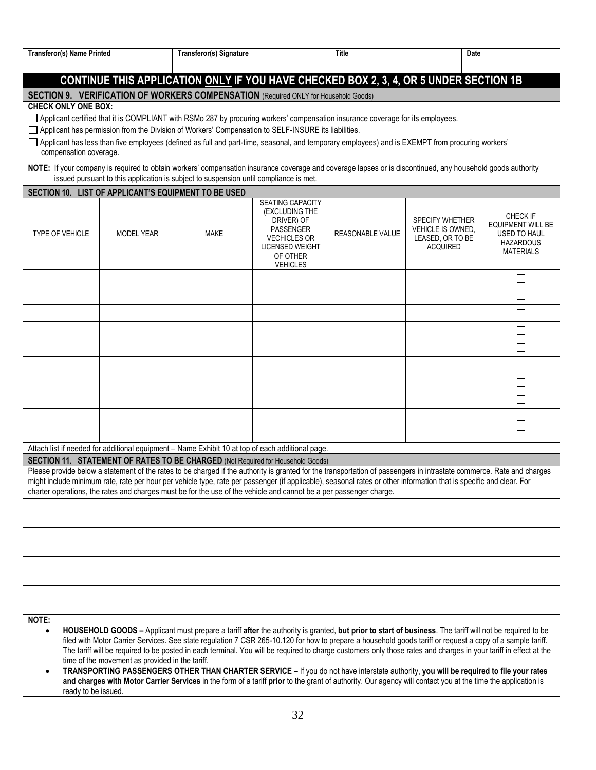| **Transferor(s) Name Printed** | **Transferor(s) Signature** | **Title** | **Date** |
| --- | --- | --- | --- |
| | | | |

## CONTINUE THIS APPLICATION ONLY IF YOU HAVE CHECKED BOX 2, 3, 4, OR 5 UNDER SECTION 1B

### SECTION 9. VERIFICATION OF WORKERS COMPENSATION (Required ONLY for Household Goods)

**CHECK ONLY ONE BOX:**

☐ Applicant certified that it is COMPLIANT with RSMo 287 by procuring workers' compensation insurance coverage for its employees.

☐ Applicant has permission from the Division of Workers' Compensation to SELF-INSURE its liabilities.

☐ Applicant has less than five employees (defined as full and part-time, seasonal, and temporary employees) and is EXEMPT from procuring workers' compensation coverage.

**NOTE:** If your company is required to obtain workers' compensation insurance coverage and coverage lapses or is discontinued, any household goods authority issued pursuant to this application is subject to suspension until compliance is met.

### SECTION 10. LIST OF APPLICANT'S EQUIPMENT TO BE USED

| TYPE OF VEHICLE | MODEL YEAR | MAKE | SEATING CAPACITY (EXCLUDING THE DRIVER) OF PASSENGER VEHICLES OR LICENSED WEIGHT OF OTHER VEHICLES | REASONABLE VALUE | SPECIFY WHETHER VEHICLE IS OWNED, LEASED, OR TO BE ACQUIRED | CHECK IF EQUIPMENT WILL BE USED TO HAUL HAZARDOUS MATERIALS |
| --- | --- | --- | --- | --- | --- | --- |
| | | | | | | ☐ |
| | | | | | | ☐ |
| | | | | | | ☐ |
| | | | | | | ☐ |
| | | | | | | ☐ |
| | | | | | | ☐ |
| | | | | | | ☐ |
| | | | | | | ☐ |
| | | | | | | ☐ |
| | | | | | | ☐ |

Attach list if needed for additional equipment – Name Exhibit 10 at top of each additional page.

### SECTION 11. STATEMENT OF RATES TO BE CHARGED (Not Required for Household Goods)

Please provide below a statement of the rates to be charged if the authority is granted for the transportation of passengers in intrastate commerce. Rate and charges might include minimum rate, rate per hour per vehicle type, rate per passenger (if applicable), seasonal rates or other information that is specific and clear. For charter operations, the rates and charges must be for the use of the vehicle and cannot be a per passenger charge.

**NOTE:**

- **HOUSEHOLD GOODS –** Applicant must prepare a tariff **after** the authority is granted, **but prior to start of business**. The tariff will not be required to be filed with Motor Carrier Services. See state regulation 7 CSR 265-10.120 for how to prepare a household goods tariff or request a copy of a sample tariff. The tariff will be required to be posted in each terminal. You will be required to charge customers only those rates and charges in your tariff in effect at the time of the movement as provided in the tariff.
- **TRANSPORTING PASSENGERS OTHER THAN CHARTER SERVICE –** If you do not have interstate authority, **you will be required to file your rates and charges with Motor Carrier Services** in the form of a tariff **prior** to the grant of authority. Our agency will contact you at the time the application is ready to be issued.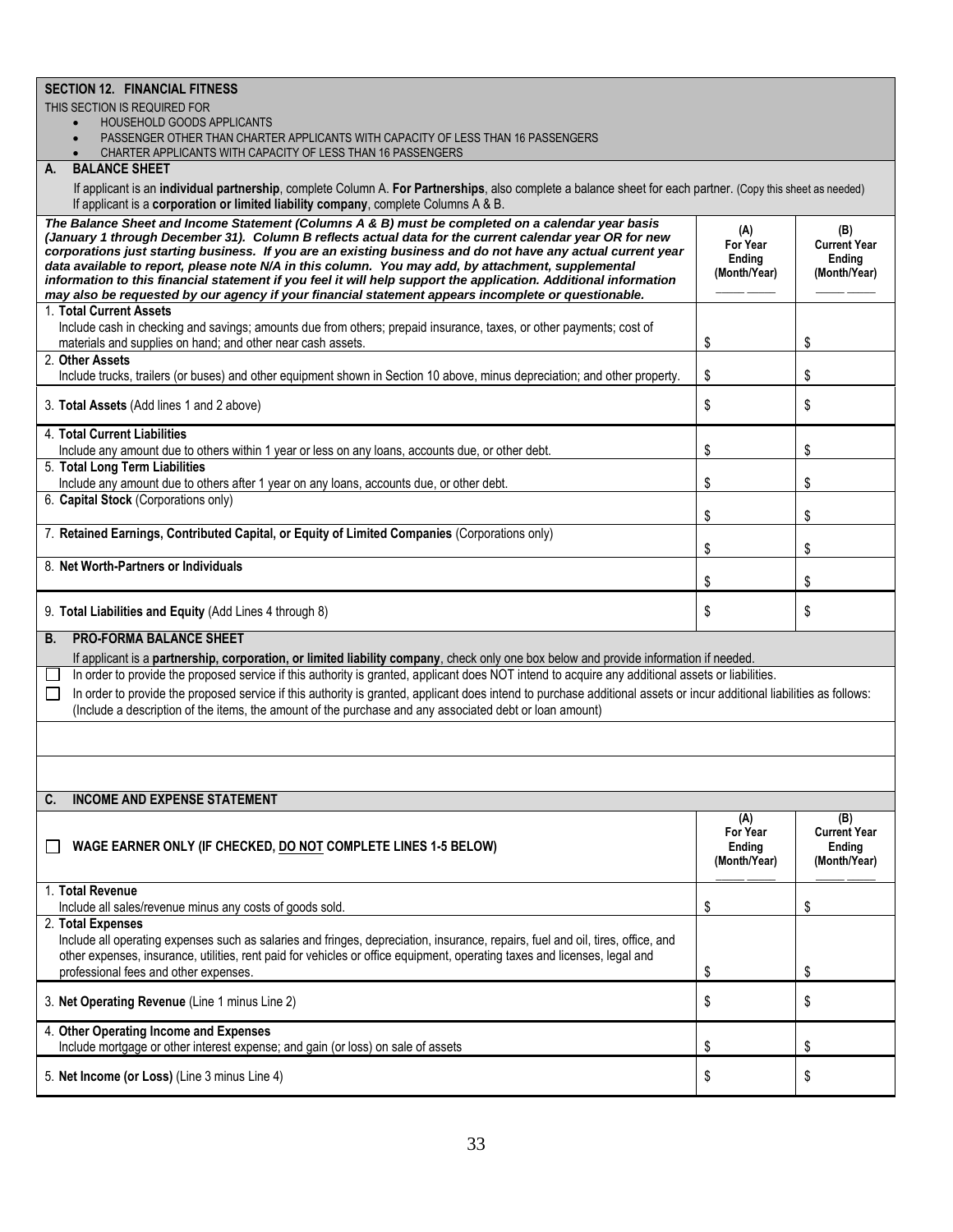## SECTION 12. FINANCIAL FITNESS

THIS SECTION IS REQUIRED FOR

- HOUSEHOLD GOODS APPLICANTS
- PASSENGER OTHER THAN CHARTER APPLICANTS WITH CAPACITY OF LESS THAN 16 PASSENGERS
- CHARTER APPLICANTS WITH CAPACITY OF LESS THAN 16 PASSENGERS

### A. BALANCE SHEET

If applicant is an **individual partnership**, complete Column A. **For Partnerships**, also complete a balance sheet for each partner. (Copy this sheet as needed)
If applicant is a **corporation or limited liability company**, complete Columns A & B.

| ***The Balance Sheet and Income Statement (Columns A & B) must be completed on a calendar year basis (January 1 through December 31). Column B reflects actual data for the current calendar year OR for new corporations just starting business. If you are an existing business and do not have any actual current year data available to report, please note N/A in this column. You may add, by attachment, supplemental information to this financial statement if you feel it will help support the application. Additional information may also be requested by our agency if your financial statement appears incomplete or questionable.*** | **(A) For Year Ending (Month/Year)** ____ ____ | **(B) Current Year Ending (Month/Year)** ____ ____ |
|---|---|---|
| 1. **Total Current Assets** Include cash in checking and savings; amounts due from others; prepaid insurance, taxes, or other payments; cost of materials and supplies on hand; and other near cash assets. | $ | $ |
| 2. **Other Assets** Include trucks, trailers (or buses) and other equipment shown in Section 10 above, minus depreciation; and other property. | $ | $ |
| 3. **Total Assets** (Add lines 1 and 2 above) | $ | $ |
| 4. **Total Current Liabilities** Include any amount due to others within 1 year or less on any loans, accounts due, or other debt. | $ | $ |
| 5. **Total Long Term Liabilities** Include any amount due to others after 1 year on any loans, accounts due, or other debt. | $ | $ |
| 6. **Capital Stock** (Corporations only) | $ | $ |
| 7. **Retained Earnings, Contributed Capital, or Equity of Limited Companies** (Corporations only) | $ | $ |
| 8. **Net Worth-Partners or Individuals** | $ | $ |
| 9. **Total Liabilities and Equity** (Add Lines 4 through 8) | $ | $ |

### B. PRO-FORMA BALANCE SHEET

If applicant is a **partnership, corporation, or limited liability company**, check only one box below and provide information if needed.

☐ In order to provide the proposed service if this authority is granted, applicant does NOT intend to acquire any additional assets or liabilities.

☐ In order to provide the proposed service if this authority is granted, applicant does intend to purchase additional assets or incur additional liabilities as follows: (Include a description of the items, the amount of the purchase and any associated debt or loan amount)

### C. INCOME AND EXPENSE STATEMENT

| ☐ **WAGE EARNER ONLY (IF CHECKED, DO NOT COMPLETE LINES 1-5 BELOW)** | **(A) For Year Ending (Month/Year)** ____ ____ | **(B) Current Year Ending (Month/Year)** ____ ____ |
|---|---|---|
| 1. **Total Revenue** Include all sales/revenue minus any costs of goods sold. | $ | $ |
| 2. **Total Expenses** Include all operating expenses such as salaries and fringes, depreciation, insurance, repairs, fuel and oil, tires, office, and other expenses, insurance, utilities, rent paid for vehicles or office equipment, operating taxes and licenses, legal and professional fees and other expenses. | $ | $ |
| 3. **Net Operating Revenue** (Line 1 minus Line 2) | $ | $ |
| 4. **Other Operating Income and Expenses** Include mortgage or other interest expense; and gain (or loss) on sale of assets | $ | $ |
| 5. **Net Income (or Loss)** (Line 3 minus Line 4) | $ | $ |